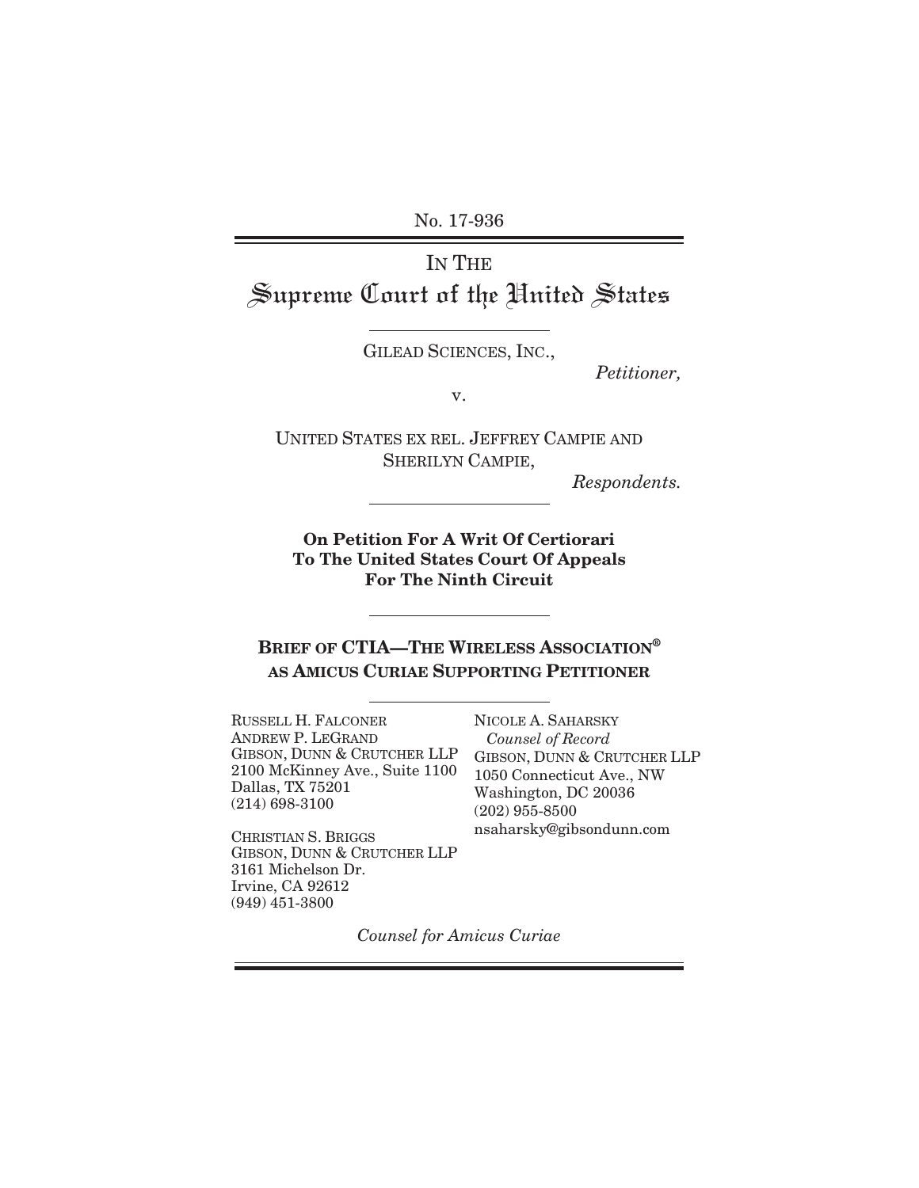No. 17-936

# IN THE
# Supreme Court of the United States

GILEAD SCIENCES, INC.,

*Petitioner,*

v.

UNITED STATES EX REL. JEFFREY CAMPIE AND SHERILYN CAMPIE,

*Respondents.*

**On Petition For A Writ Of Certiorari To The United States Court Of Appeals For The Ninth Circuit**

## BRIEF OF CTIA—THE WIRELESS ASSOCIATION® AS AMICUS CURIAE SUPPORTING PETITIONER

RUSSELL H. FALCONER
ANDREW P. LEGRAND
GIBSON, DUNN & CRUTCHER LLP
2100 McKinney Ave., Suite 1100
Dallas, TX 75201
(214) 698-3100

CHRISTIAN S. BRIGGS
GIBSON, DUNN & CRUTCHER LLP
3161 Michelson Dr.
Irvine, CA 92612
(949) 451-3800

NICOLE A. SAHARSKY
*Counsel of Record*
GIBSON, DUNN & CRUTCHER LLP
1050 Connecticut Ave., NW
Washington, DC 20036
(202) 955-8500
nsaharsky@gibsondunn.com

*Counsel for Amicus Curiae*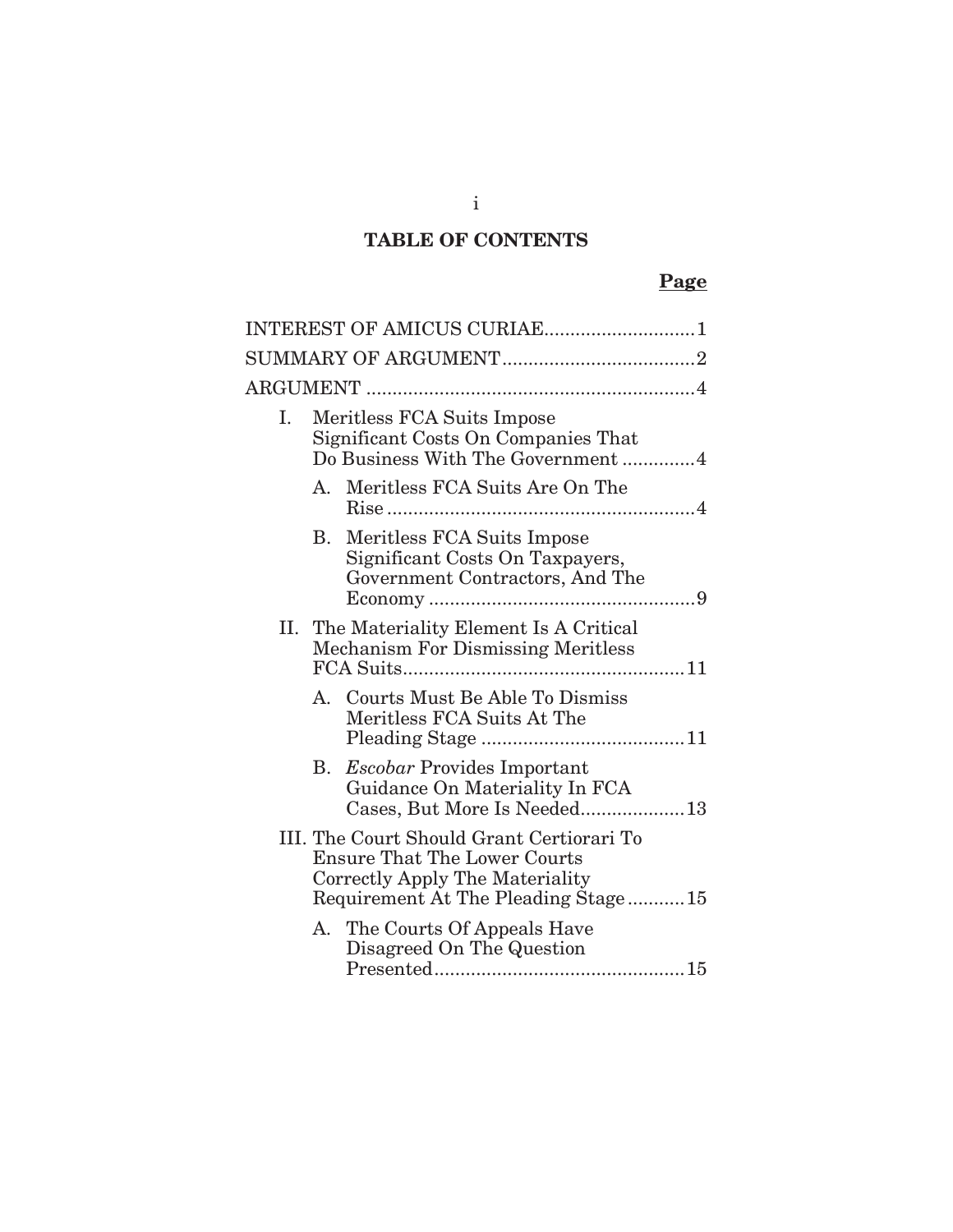## TABLE OF CONTENTS

**Page**

INTEREST OF AMICUS CURIAE............................1

SUMMARY OF ARGUMENT....................................2

ARGUMENT ..............................................................4

I. Meritless FCA Suits Impose Significant Costs On Companies That Do Business With The Government .............4

   A. Meritless FCA Suits Are On The Rise ..........................................................4

   B. Meritless FCA Suits Impose Significant Costs On Taxpayers, Government Contractors, And The Economy ..................................................9

II. The Materiality Element Is A Critical Mechanism For Dismissing Meritless FCA Suits.....................................................11

   A. Courts Must Be Able To Dismiss Meritless FCA Suits At The Pleading Stage .......................................11

   B. *Escobar* Provides Important Guidance On Materiality In FCA Cases, But More Is Needed....................13

III. The Court Should Grant Certiorari To Ensure That The Lower Courts Correctly Apply The Materiality Requirement At The Pleading Stage ...........15

   A. The Courts Of Appeals Have Disagreed On The Question Presented................................................15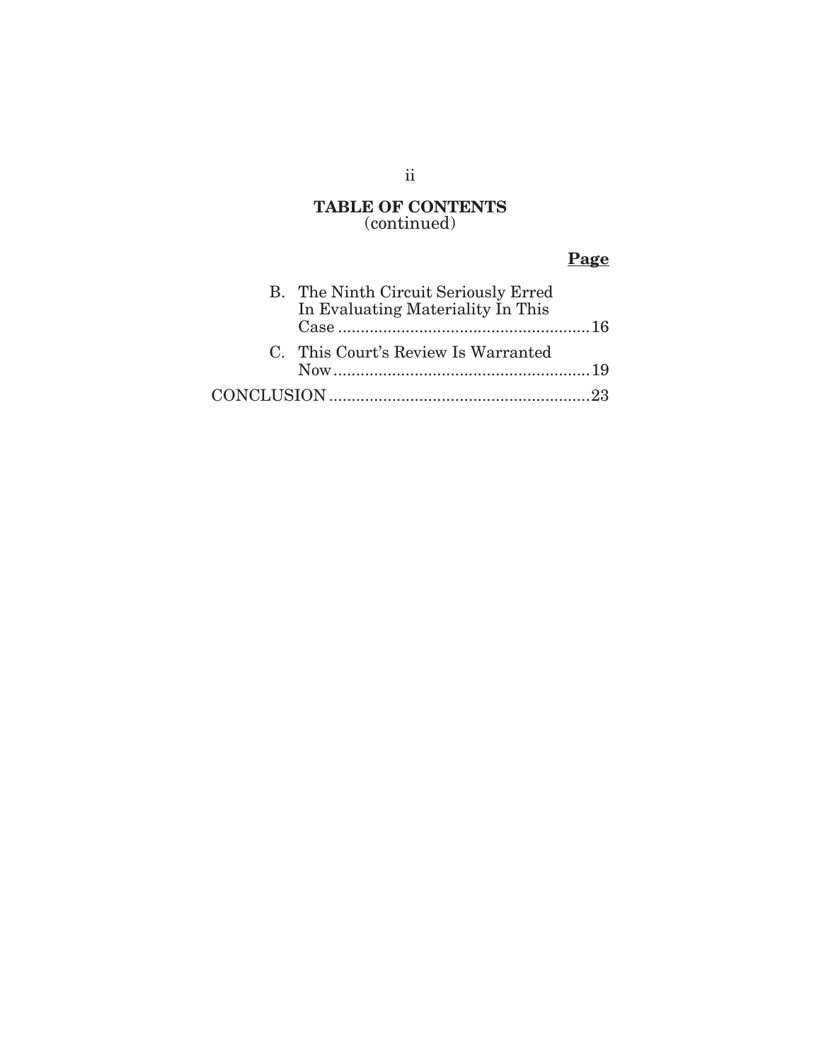## TABLE OF CONTENTS
(continued)

**Page**

- B. The Ninth Circuit Seriously Erred In Evaluating Materiality In This Case ........................................................ 16
- C. This Court's Review Is Warranted Now ........................................................ 19

CONCLUSION ........................................................ 23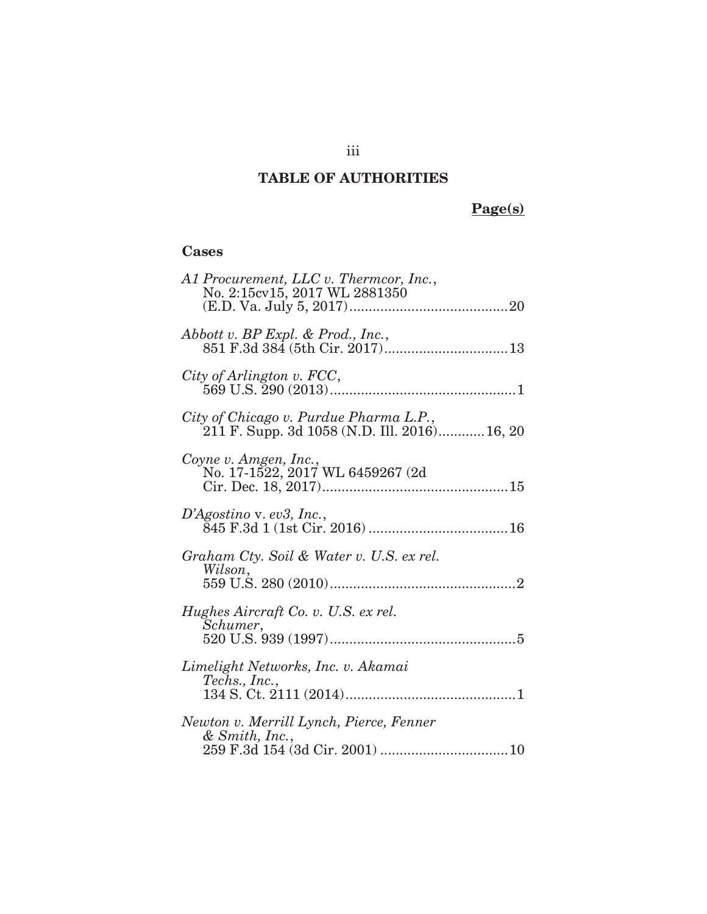# TABLE OF AUTHORITIES

**Page(s)**

## Cases

*A1 Procurement, LLC v. Thermcor, Inc.*, No. 2:15cv15, 2017 WL 2881350 (E.D. Va. July 5, 2017) .......... 20

*Abbott v. BP Expl. & Prod., Inc.*, 851 F.3d 384 (5th Cir. 2017) .......... 13

*City of Arlington v. FCC*, 569 U.S. 290 (2013) .......... 1

*City of Chicago v. Purdue Pharma L.P.*, 211 F. Supp. 3d 1058 (N.D. Ill. 2016) .......... 16, 20

*Coyne v. Amgen, Inc.*, No. 17-1522, 2017 WL 6459267 (2d Cir. Dec. 18, 2017) .......... 15

*D'Agostino* v. *ev3, Inc.*, 845 F.3d 1 (1st Cir. 2016) .......... 16

*Graham Cty. Soil & Water v. U.S. ex rel. Wilson*, 559 U.S. 280 (2010) .......... 2

*Hughes Aircraft Co. v. U.S. ex rel. Schumer*, 520 U.S. 939 (1997) .......... 5

*Limelight Networks, Inc. v. Akamai Techs., Inc.*, 134 S. Ct. 2111 (2014) .......... 1

*Newton v. Merrill Lynch, Pierce, Fenner & Smith, Inc.*, 259 F.3d 154 (3d Cir. 2001) .......... 10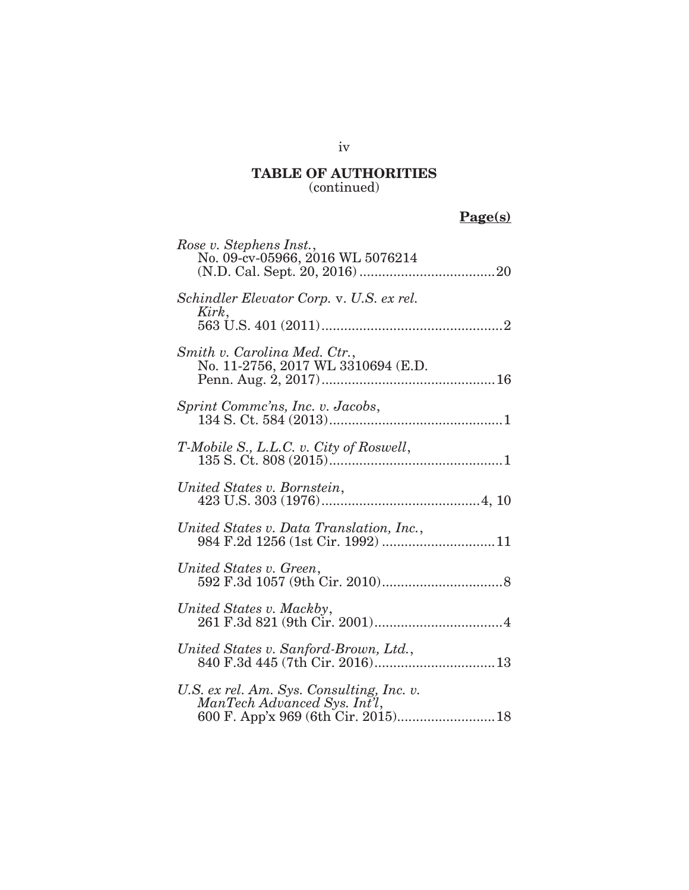## TABLE OF AUTHORITIES
(continued)

**Page(s)**

*Rose v. Stephens Inst.*,
No. 09-cv-05966, 2016 WL 5076214 (N.D. Cal. Sept. 20, 2016) .................................... 20

*Schindler Elevator Corp.* v. *U.S. ex rel. Kirk*,
563 U.S. 401 (2011) ................................................ 2

*Smith v. Carolina Med. Ctr.*,
No. 11-2756, 2017 WL 3310694 (E.D. Penn. Aug. 2, 2017) .............................................. 16

*Sprint Commc'ns, Inc. v. Jacobs*,
134 S. Ct. 584 (2013) .............................................. 1

*T-Mobile S., L.L.C. v. City of Roswell*,
135 S. Ct. 808 (2015) .............................................. 1

*United States v. Bornstein*,
423 U.S. 303 (1976) .......................................... 4, 10

*United States v. Data Translation, Inc.*,
984 F.2d 1256 (1st Cir. 1992) ............................. 11

*United States v. Green*,
592 F.3d 1057 (9th Cir. 2010) ................................ 8

*United States v. Mackby*,
261 F.3d 821 (9th Cir. 2001) .................................. 4

*United States v. Sanford-Brown, Ltd.*,
840 F.3d 445 (7th Cir. 2016) ................................ 13

*U.S. ex rel. Am. Sys. Consulting, Inc. v. ManTech Advanced Sys. Int'l*,
600 F. App'x 969 (6th Cir. 2015) .......................... 18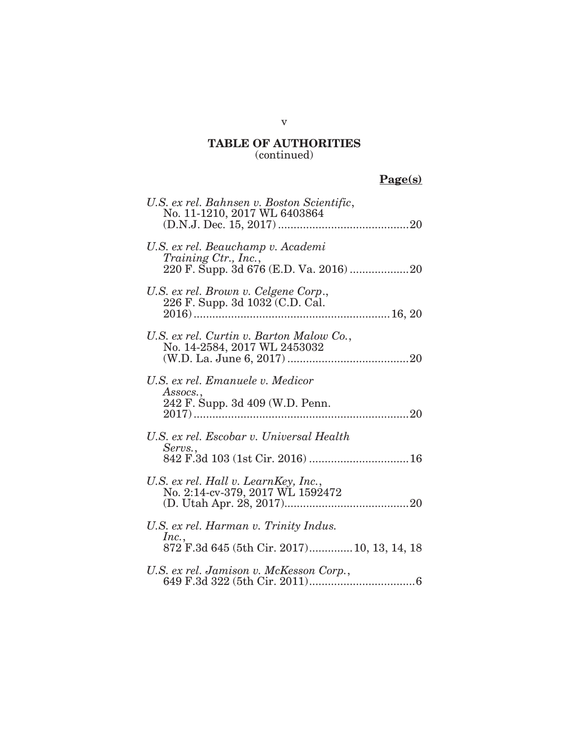**TABLE OF AUTHORITIES**
(continued)

**Page(s)**

*U.S. ex rel. Bahnsen v. Boston Scientific*, No. 11-1210, 2017 WL 6403864 (D.N.J. Dec. 15, 2017) .......... 20

*U.S. ex rel. Beauchamp v. Academi Training Ctr., Inc.*, 220 F. Supp. 3d 676 (E.D. Va. 2016) .......... 20

*U.S. ex rel. Brown v. Celgene Corp.*, 226 F. Supp. 3d 1032 (C.D. Cal. 2016) .......... 16, 20

*U.S. ex rel. Curtin v. Barton Malow Co.*, No. 14-2584, 2017 WL 2453032 (W.D. La. June 6, 2017) .......... 20

*U.S. ex rel. Emanuele v. Medicor Assocs.*, 242 F. Supp. 3d 409 (W.D. Penn. 2017) .......... 20

*U.S. ex rel. Escobar v. Universal Health Servs.*, 842 F.3d 103 (1st Cir. 2016) .......... 16

*U.S. ex rel. Hall v. LearnKey, Inc.*, No. 2:14-cv-379, 2017 WL 1592472 (D. Utah Apr. 28, 2017) .......... 20

*U.S. ex rel. Harman v. Trinity Indus. Inc.*, 872 F.3d 645 (5th Cir. 2017) .......... 10, 13, 14, 18

*U.S. ex rel. Jamison v. McKesson Corp.*, 649 F.3d 322 (5th Cir. 2011) .......... 6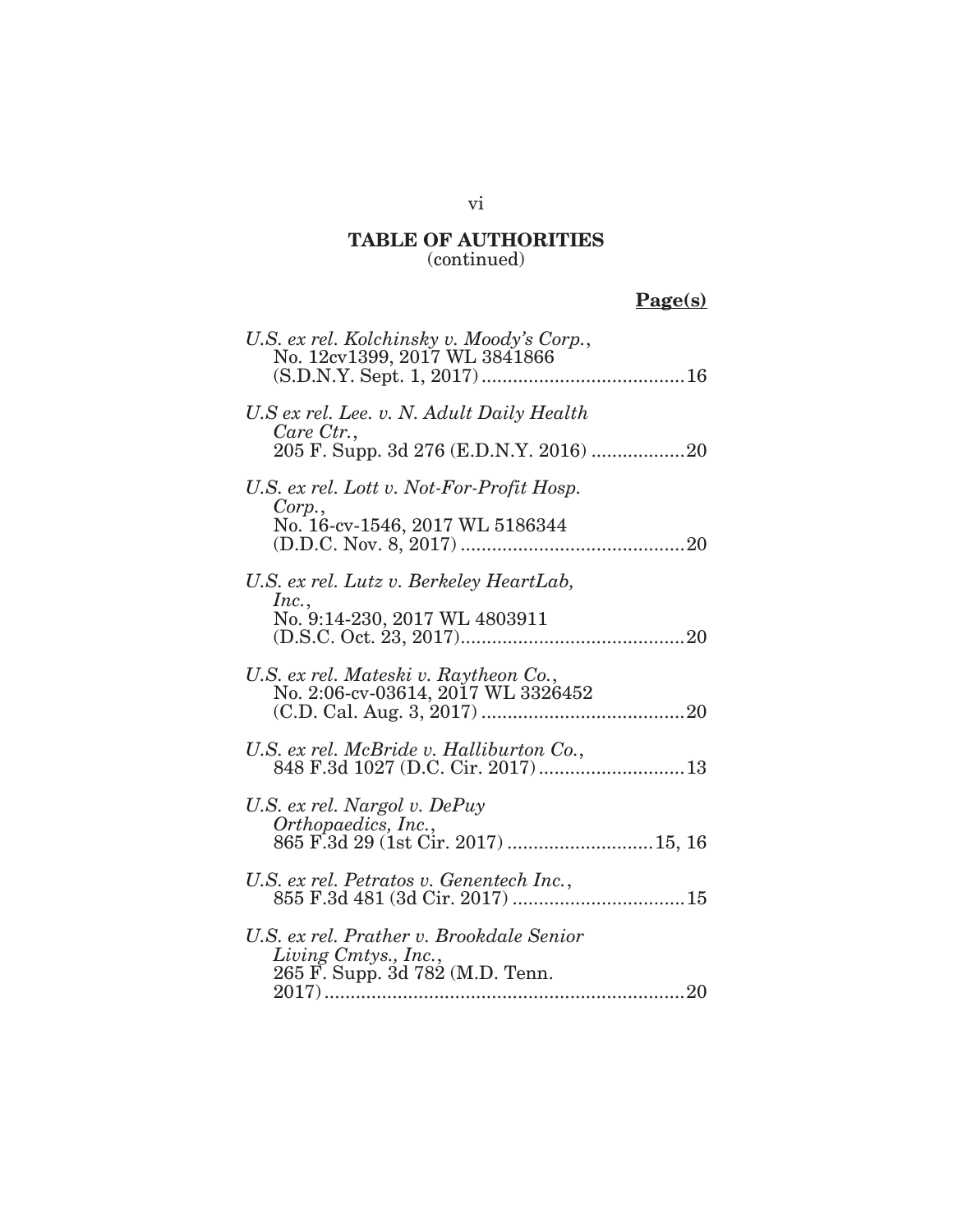**TABLE OF AUTHORITIES**
(continued)

**Page(s)**

*U.S. ex rel. Kolchinsky v. Moody's Corp.*, No. 12cv1399, 2017 WL 3841866 (S.D.N.Y. Sept. 1, 2017) ....................................... 16

*U.S ex rel. Lee. v. N. Adult Daily Health Care Ctr.*, 205 F. Supp. 3d 276 (E.D.N.Y. 2016) .................. 20

*U.S. ex rel. Lott v. Not-For-Profit Hosp. Corp.*, No. 16-cv-1546, 2017 WL 5186344 (D.D.C. Nov. 8, 2017) ........................................... 20

*U.S. ex rel. Lutz v. Berkeley HeartLab, Inc.*, No. 9:14-230, 2017 WL 4803911 (D.S.C. Oct. 23, 2017)........................................... 20

*U.S. ex rel. Mateski v. Raytheon Co.*, No. 2:06-cv-03614, 2017 WL 3326452 (C.D. Cal. Aug. 3, 2017) ....................................... 20

*U.S. ex rel. McBride v. Halliburton Co.*, 848 F.3d 1027 (D.C. Cir. 2017) ............................ 13

*U.S. ex rel. Nargol v. DePuy Orthopaedics, Inc.*, 865 F.3d 29 (1st Cir. 2017) ........................... 15, 16

*U.S. ex rel. Petratos v. Genentech Inc.*, 855 F.3d 481 (3d Cir. 2017) ................................. 15

*U.S. ex rel. Prather v. Brookdale Senior Living Cmtys., Inc.*, 265 F. Supp. 3d 782 (M.D. Tenn. 2017) ..................................................................... 20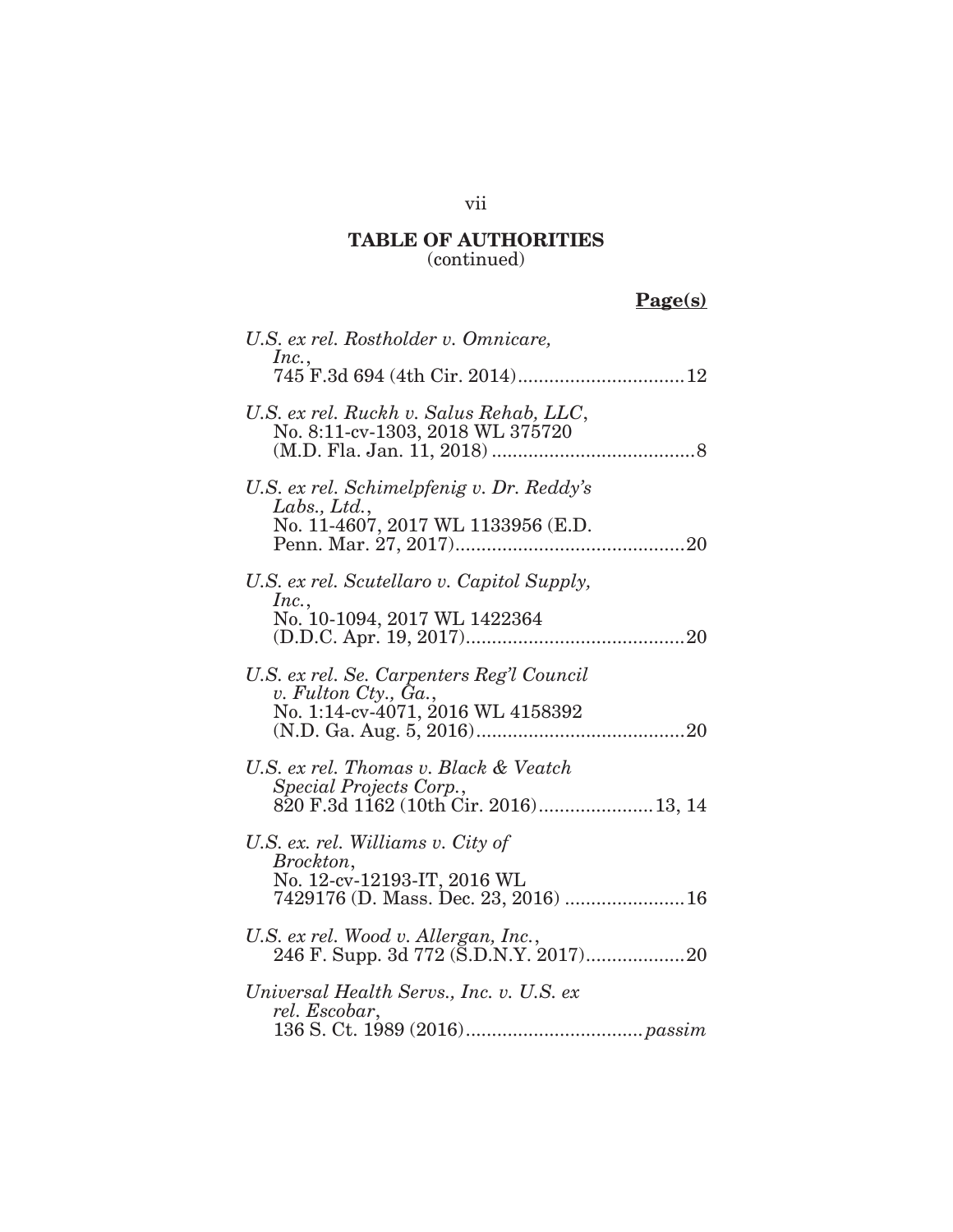**TABLE OF AUTHORITIES**
(continued)

**Page(s)**

*U.S. ex rel. Rostholder v. Omnicare, Inc.*,
745 F.3d 694 (4th Cir. 2014)................................12

*U.S. ex rel. Ruckh v. Salus Rehab, LLC*,
No. 8:11-cv-1303, 2018 WL 375720 (M.D. Fla. Jan. 11, 2018) .......................................8

*U.S. ex rel. Schimelpfenig v. Dr. Reddy's Labs., Ltd.*,
No. 11-4607, 2017 WL 1133956 (E.D. Penn. Mar. 27, 2017)............................................20

*U.S. ex rel. Scutellaro v. Capitol Supply, Inc.*,
No. 10-1094, 2017 WL 1422364 (D.D.C. Apr. 19, 2017)..........................................20

*U.S. ex rel. Se. Carpenters Reg'l Council v. Fulton Cty., Ga.*,
No. 1:14-cv-4071, 2016 WL 4158392 (N.D. Ga. Aug. 5, 2016)........................................20

*U.S. ex rel. Thomas v. Black & Veatch Special Projects Corp.*,
820 F.3d 1162 (10th Cir. 2016)......................13, 14

*U.S. ex. rel. Williams v. City of Brockton*,
No. 12-cv-12193-IT, 2016 WL 7429176 (D. Mass. Dec. 23, 2016) .......................16

*U.S. ex rel. Wood v. Allergan, Inc.*,
246 F. Supp. 3d 772 (S.D.N.Y. 2017)...................20

*Universal Health Servs., Inc. v. U.S. ex rel. Escobar*,
136 S. Ct. 1989 (2016).................................*passim*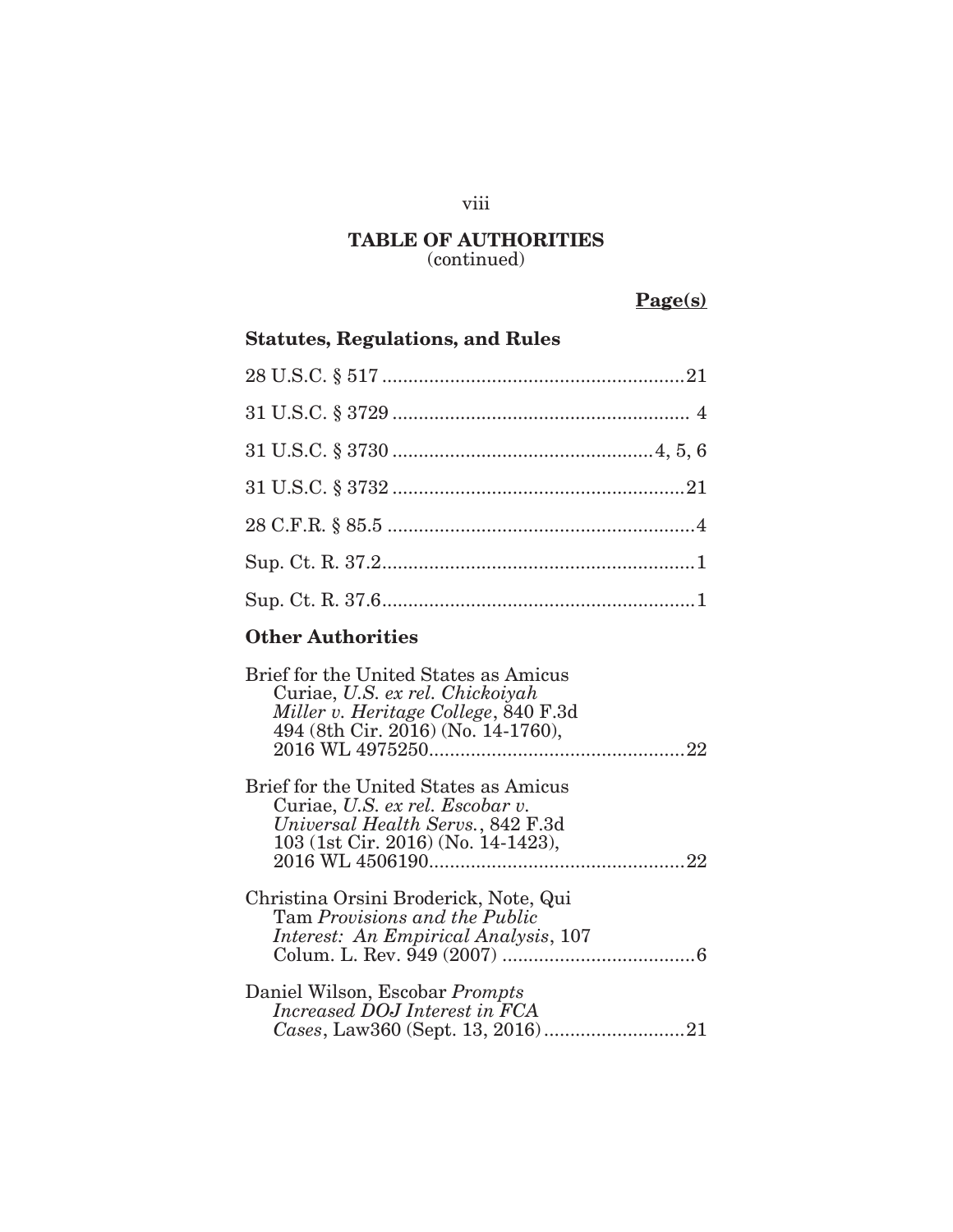# TABLE OF AUTHORITIES
(continued)

**Page(s)**

## Statutes, Regulations, and Rules

28 U.S.C. § 517 .......................................................... 21

31 U.S.C. § 3729 .......................................................... 4

31 U.S.C. § 3730 .................................................. 4, 5, 6

31 U.S.C. § 3732 .......................................................... 21

28 C.F.R. § 85.5 .......................................................... 4

Sup. Ct. R. 37.2 .......................................................... 1

Sup. Ct. R. 37.6 .......................................................... 1

## Other Authorities

Brief for the United States as Amicus Curiae, *U.S. ex rel. Chickoiyah Miller v. Heritage College*, 840 F.3d 494 (8th Cir. 2016) (No. 14-1760), 2016 WL 4975250 .......................................................... 22

Brief for the United States as Amicus Curiae, *U.S. ex rel. Escobar v. Universal Health Servs.*, 842 F.3d 103 (1st Cir. 2016) (No. 14-1423), 2016 WL 4506190 .......................................................... 22

Christina Orsini Broderick, Note, Qui Tam *Provisions and the Public Interest: An Empirical Analysis*, 107 Colum. L. Rev. 949 (2007) .......................................................... 6

Daniel Wilson, Escobar *Prompts Increased DOJ Interest in FCA Cases*, Law360 (Sept. 13, 2016) .......................................................... 21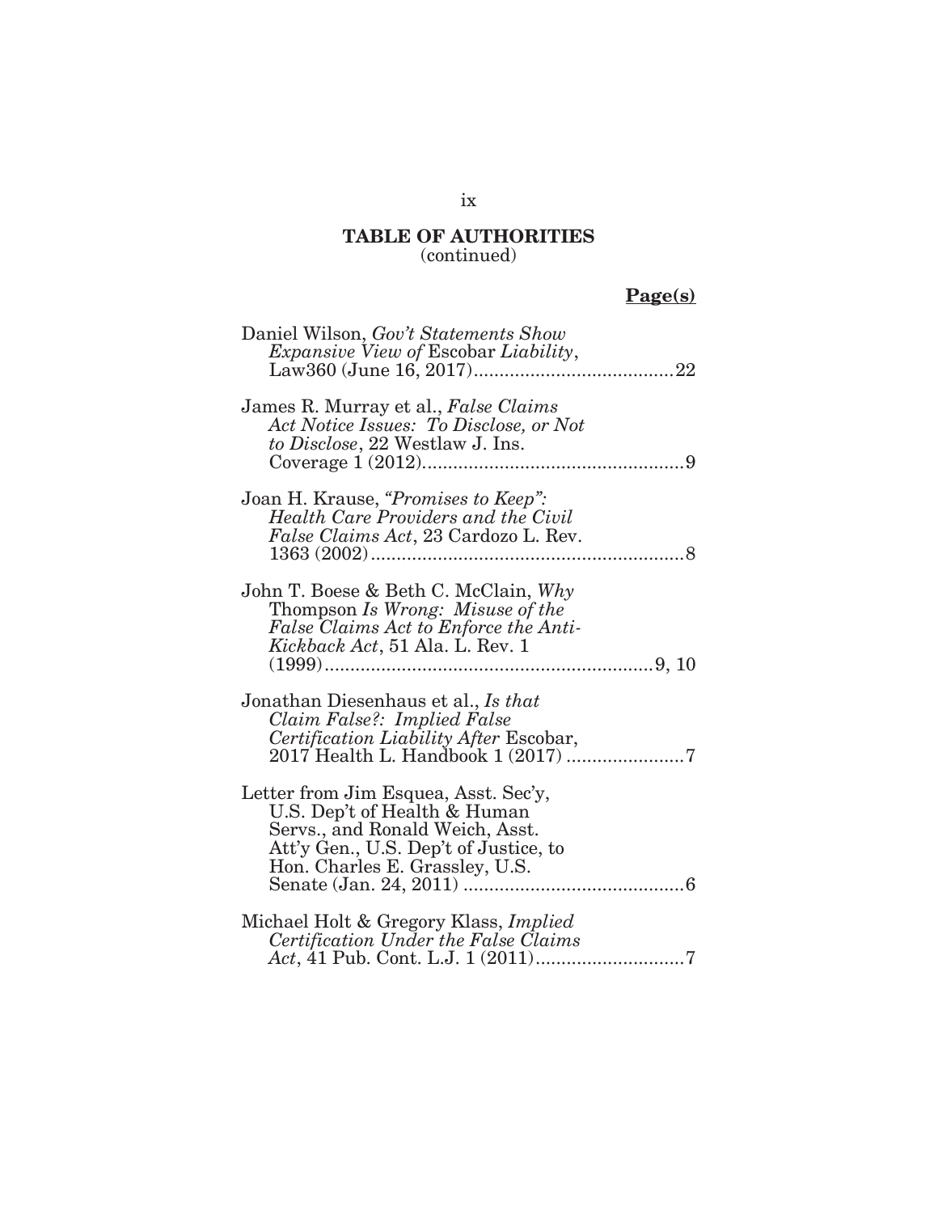**TABLE OF AUTHORITIES**
(continued)

**Page(s)**

Daniel Wilson, *Gov't Statements Show Expansive View of* Escobar *Liability*, Law360 (June 16, 2017) .......................................22

James R. Murray et al., *False Claims Act Notice Issues: To Disclose, or Not to Disclose*, 22 Westlaw J. Ins. Coverage 1 (2012) ...................................................9

Joan H. Krause, *"Promises to Keep": Health Care Providers and the Civil False Claims Act*, 23 Cardozo L. Rev. 1363 (2002) .............................................................8

John T. Boese & Beth C. McClain, *Why* Thompson *Is Wrong: Misuse of the False Claims Act to Enforce the Anti-Kickback Act*, 51 Ala. L. Rev. 1 (1999) ................................................................9, 10

Jonathan Diesenhaus et al., *Is that Claim False?: Implied False Certification Liability After* Escobar, 2017 Health L. Handbook 1 (2017) .......................7

Letter from Jim Esquea, Asst. Sec'y, U.S. Dep't of Health & Human Servs., and Ronald Weich, Asst. Att'y Gen., U.S. Dep't of Justice, to Hon. Charles E. Grassley, U.S. Senate (Jan. 24, 2011) ...........................................6

Michael Holt & Gregory Klass, *Implied Certification Under the False Claims Act*, 41 Pub. Cont. L.J. 1 (2011) .............................7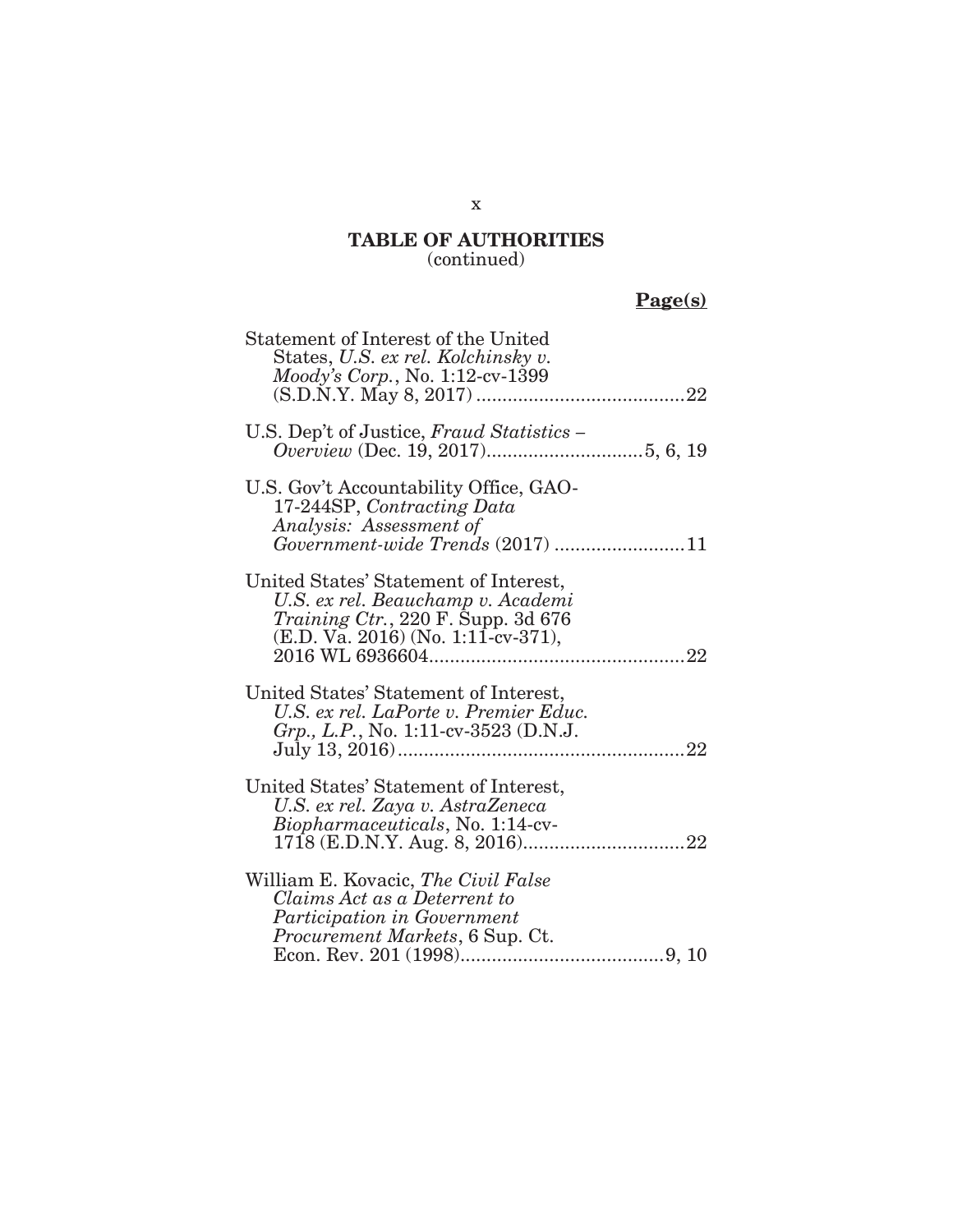## TABLE OF AUTHORITIES
(continued)

**Page(s)**

Statement of Interest of the United States, *U.S. ex rel. Kolchinsky v. Moody's Corp.*, No. 1:12-cv-1399 (S.D.N.Y. May 8, 2017) ........................................22

U.S. Dep't of Justice, *Fraud Statistics – Overview* (Dec. 19, 2017)..............................5, 6, 19

U.S. Gov't Accountability Office, GAO-17-244SP, *Contracting Data Analysis: Assessment of Government-wide Trends* (2017) .........................11

United States' Statement of Interest, *U.S. ex rel. Beauchamp v. Academi Training Ctr.*, 220 F. Supp. 3d 676 (E.D. Va. 2016) (No. 1:11-cv-371), 2016 WL 6936604.................................................22

United States' Statement of Interest, *U.S. ex rel. LaPorte v. Premier Educ. Grp., L.P.*, No. 1:11-cv-3523 (D.N.J. July 13, 2016).......................................................22

United States' Statement of Interest, *U.S. ex rel. Zaya v. AstraZeneca Biopharmaceuticals*, No. 1:14-cv-1718 (E.D.N.Y. Aug. 8, 2016)...............................22

William E. Kovacic, *The Civil False Claims Act as a Deterrent to Participation in Government Procurement Markets*, 6 Sup. Ct. Econ. Rev. 201 (1998).......................................9, 10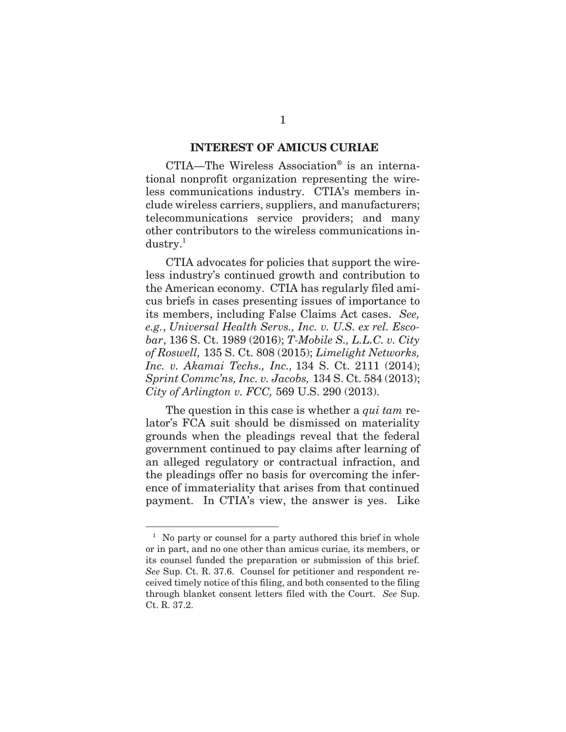## INTEREST OF AMICUS CURIAE

CTIA—The Wireless Association® is an international nonprofit organization representing the wireless communications industry. CTIA's members include wireless carriers, suppliers, and manufacturers; telecommunications service providers; and many other contributors to the wireless communications industry.[1]

CTIA advocates for policies that support the wireless industry's continued growth and contribution to the American economy. CTIA has regularly filed amicus briefs in cases presenting issues of importance to its members, including False Claims Act cases. *See, e.g.*, *Universal Health Servs., Inc. v. U.S. ex rel. Escobar*, 136 S. Ct. 1989 (2016); *T-Mobile S., L.L.C. v. City of Roswell,* 135 S. Ct. 808 (2015); *Limelight Networks, Inc. v. Akamai Techs., Inc.,* 134 S. Ct. 2111 (2014); *Sprint Commc'ns, Inc. v. Jacobs,* 134 S. Ct. 584 (2013); *City of Arlington v. FCC,* 569 U.S. 290 (2013).

The question in this case is whether a *qui tam* relator's FCA suit should be dismissed on materiality grounds when the pleadings reveal that the federal government continued to pay claims after learning of an alleged regulatory or contractual infraction, and the pleadings offer no basis for overcoming the inference of immateriality that arises from that continued payment. In CTIA's view, the answer is yes. Like

---

[1] No party or counsel for a party authored this brief in whole or in part, and no one other than amicus curiae, its members, or its counsel funded the preparation or submission of this brief. *See* Sup. Ct. R. 37.6. Counsel for petitioner and respondent received timely notice of this filing, and both consented to the filing through blanket consent letters filed with the Court. *See* Sup. Ct. R. 37.2.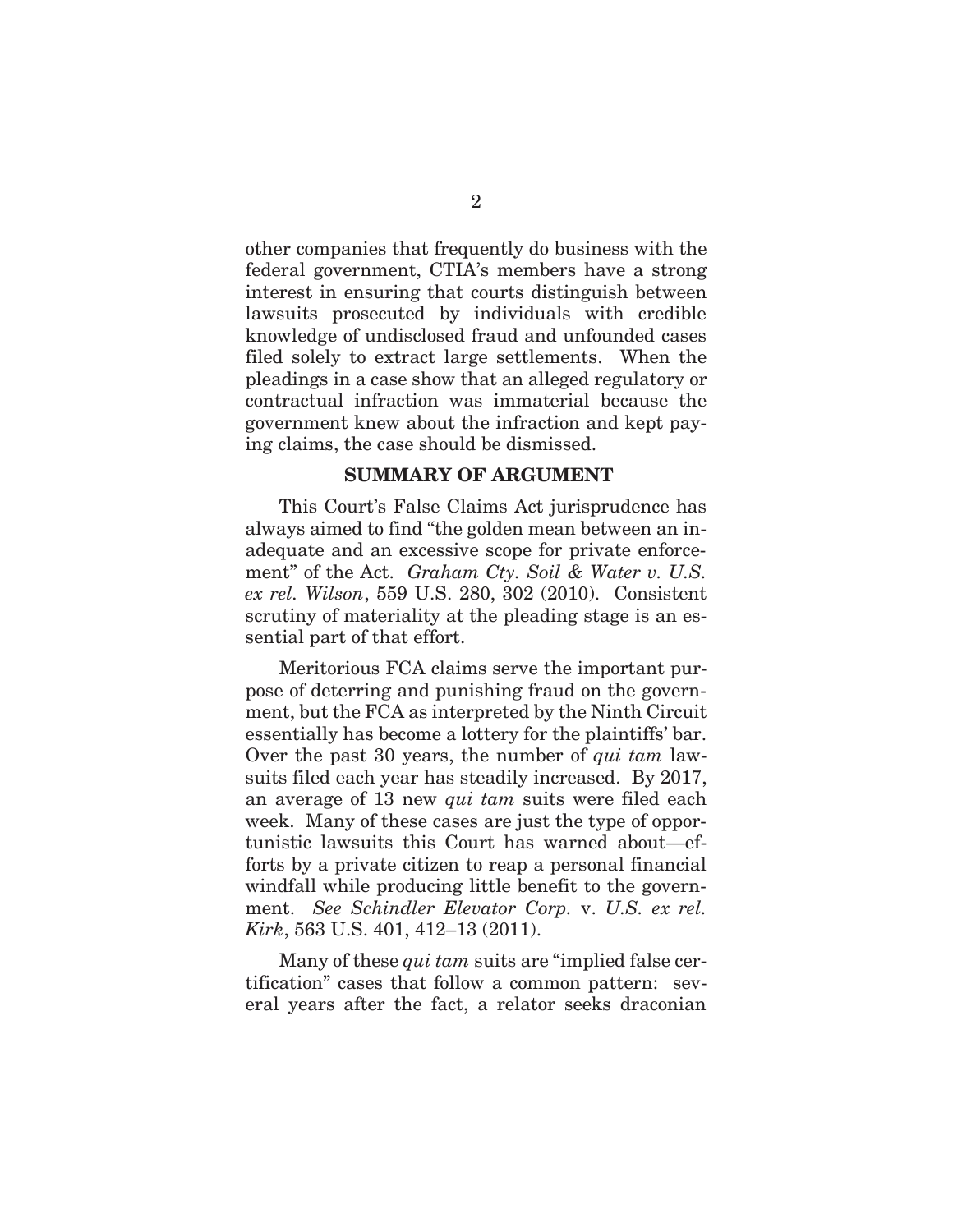other companies that frequently do business with the federal government, CTIA's members have a strong interest in ensuring that courts distinguish between lawsuits prosecuted by individuals with credible knowledge of undisclosed fraud and unfounded cases filed solely to extract large settlements. When the pleadings in a case show that an alleged regulatory or contractual infraction was immaterial because the government knew about the infraction and kept paying claims, the case should be dismissed.

## SUMMARY OF ARGUMENT

This Court's False Claims Act jurisprudence has always aimed to find "the golden mean between an inadequate and an excessive scope for private enforcement" of the Act. *Graham Cty. Soil & Water v. U.S. ex rel. Wilson*, 559 U.S. 280, 302 (2010). Consistent scrutiny of materiality at the pleading stage is an essential part of that effort.

Meritorious FCA claims serve the important purpose of deterring and punishing fraud on the government, but the FCA as interpreted by the Ninth Circuit essentially has become a lottery for the plaintiffs' bar. Over the past 30 years, the number of *qui tam* lawsuits filed each year has steadily increased. By 2017, an average of 13 new *qui tam* suits were filed each week. Many of these cases are just the type of opportunistic lawsuits this Court has warned about—efforts by a private citizen to reap a personal financial windfall while producing little benefit to the government. *See Schindler Elevator Corp.* v. *U.S. ex rel. Kirk*, 563 U.S. 401, 412–13 (2011).

Many of these *qui tam* suits are "implied false certification" cases that follow a common pattern: several years after the fact, a relator seeks draconian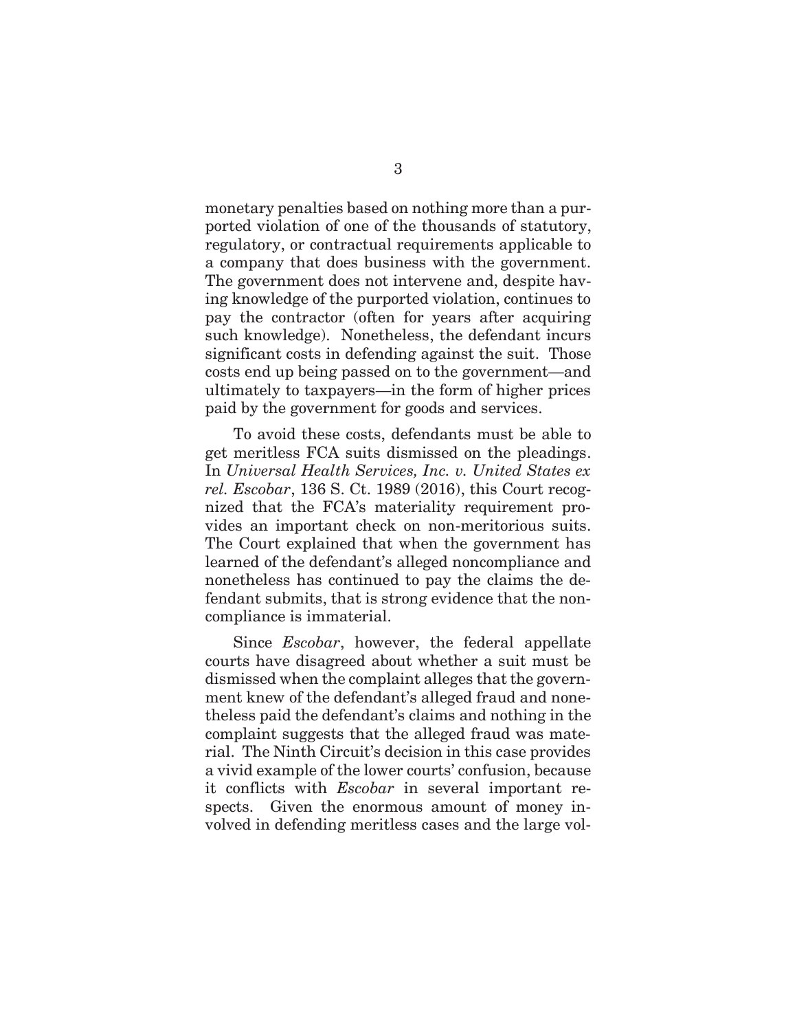monetary penalties based on nothing more than a purported violation of one of the thousands of statutory, regulatory, or contractual requirements applicable to a company that does business with the government. The government does not intervene and, despite having knowledge of the purported violation, continues to pay the contractor (often for years after acquiring such knowledge). Nonetheless, the defendant incurs significant costs in defending against the suit. Those costs end up being passed on to the government—and ultimately to taxpayers—in the form of higher prices paid by the government for goods and services.

To avoid these costs, defendants must be able to get meritless FCA suits dismissed on the pleadings. In *Universal Health Services, Inc. v. United States ex rel. Escobar*, 136 S. Ct. 1989 (2016), this Court recognized that the FCA's materiality requirement provides an important check on non-meritorious suits. The Court explained that when the government has learned of the defendant's alleged noncompliance and nonetheless has continued to pay the claims the defendant submits, that is strong evidence that the noncompliance is immaterial.

Since *Escobar*, however, the federal appellate courts have disagreed about whether a suit must be dismissed when the complaint alleges that the government knew of the defendant's alleged fraud and nonetheless paid the defendant's claims and nothing in the complaint suggests that the alleged fraud was material. The Ninth Circuit's decision in this case provides a vivid example of the lower courts' confusion, because it conflicts with *Escobar* in several important respects. Given the enormous amount of money involved in defending meritless cases and the large vol-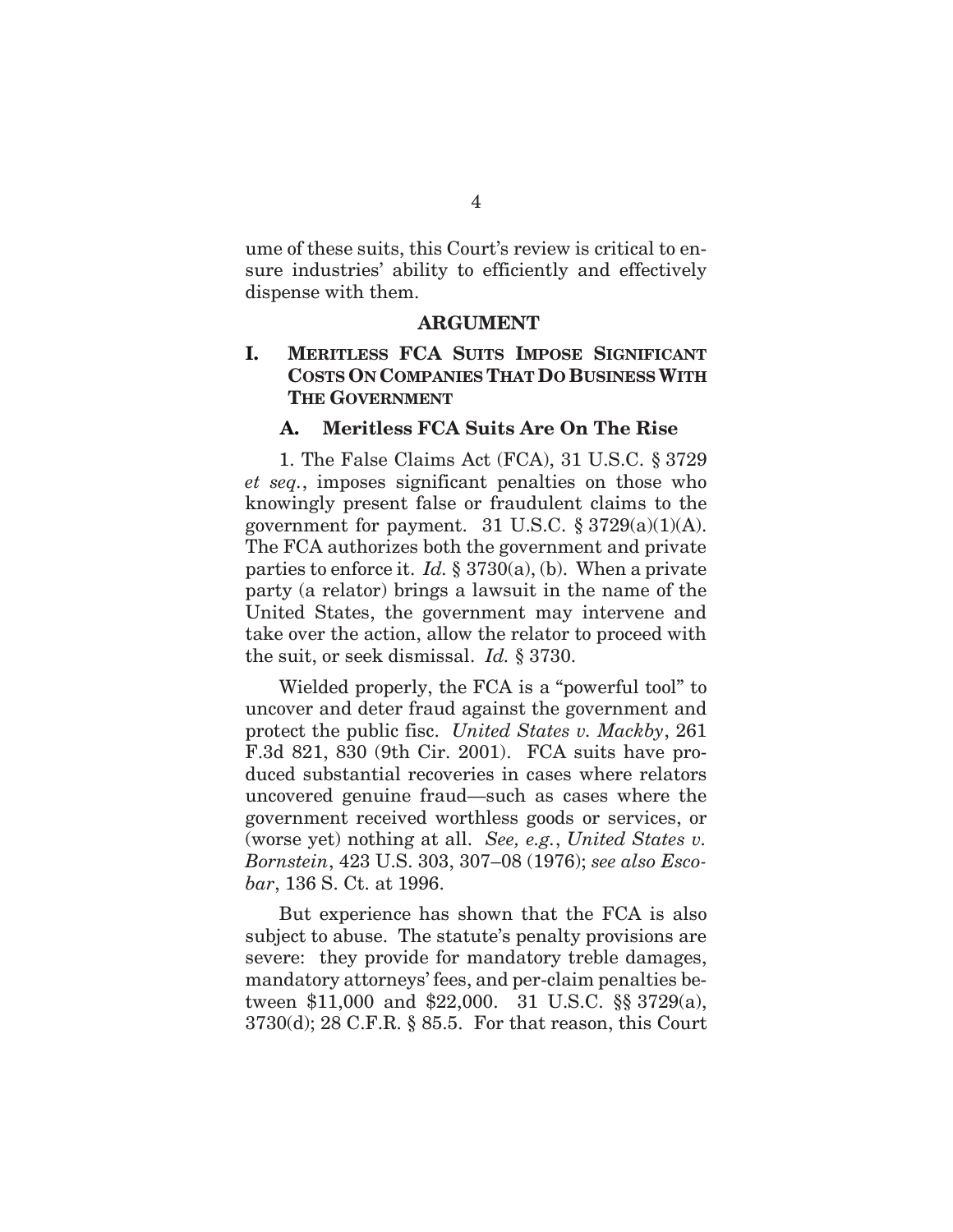ume of these suits, this Court's review is critical to ensure industries' ability to efficiently and effectively dispense with them.

## ARGUMENT

### I. MERITLESS FCA SUITS IMPOSE SIGNIFICANT COSTS ON COMPANIES THAT DO BUSINESS WITH THE GOVERNMENT

#### A. Meritless FCA Suits Are On The Rise

1. The False Claims Act (FCA), 31 U.S.C. § 3729 *et seq.*, imposes significant penalties on those who knowingly present false or fraudulent claims to the government for payment. 31 U.S.C. § 3729(a)(1)(A). The FCA authorizes both the government and private parties to enforce it. *Id.* § 3730(a), (b). When a private party (a relator) brings a lawsuit in the name of the United States, the government may intervene and take over the action, allow the relator to proceed with the suit, or seek dismissal. *Id.* § 3730.

Wielded properly, the FCA is a "powerful tool" to uncover and deter fraud against the government and protect the public fisc. *United States v. Mackby*, 261 F.3d 821, 830 (9th Cir. 2001). FCA suits have produced substantial recoveries in cases where relators uncovered genuine fraud—such as cases where the government received worthless goods or services, or (worse yet) nothing at all. *See, e.g.*, *United States v. Bornstein*, 423 U.S. 303, 307–08 (1976); *see also Escobar*, 136 S. Ct. at 1996.

But experience has shown that the FCA is also subject to abuse. The statute's penalty provisions are severe: they provide for mandatory treble damages, mandatory attorneys' fees, and per-claim penalties between \$11,000 and \$22,000. 31 U.S.C. §§ 3729(a), 3730(d); 28 C.F.R. § 85.5. For that reason, this Court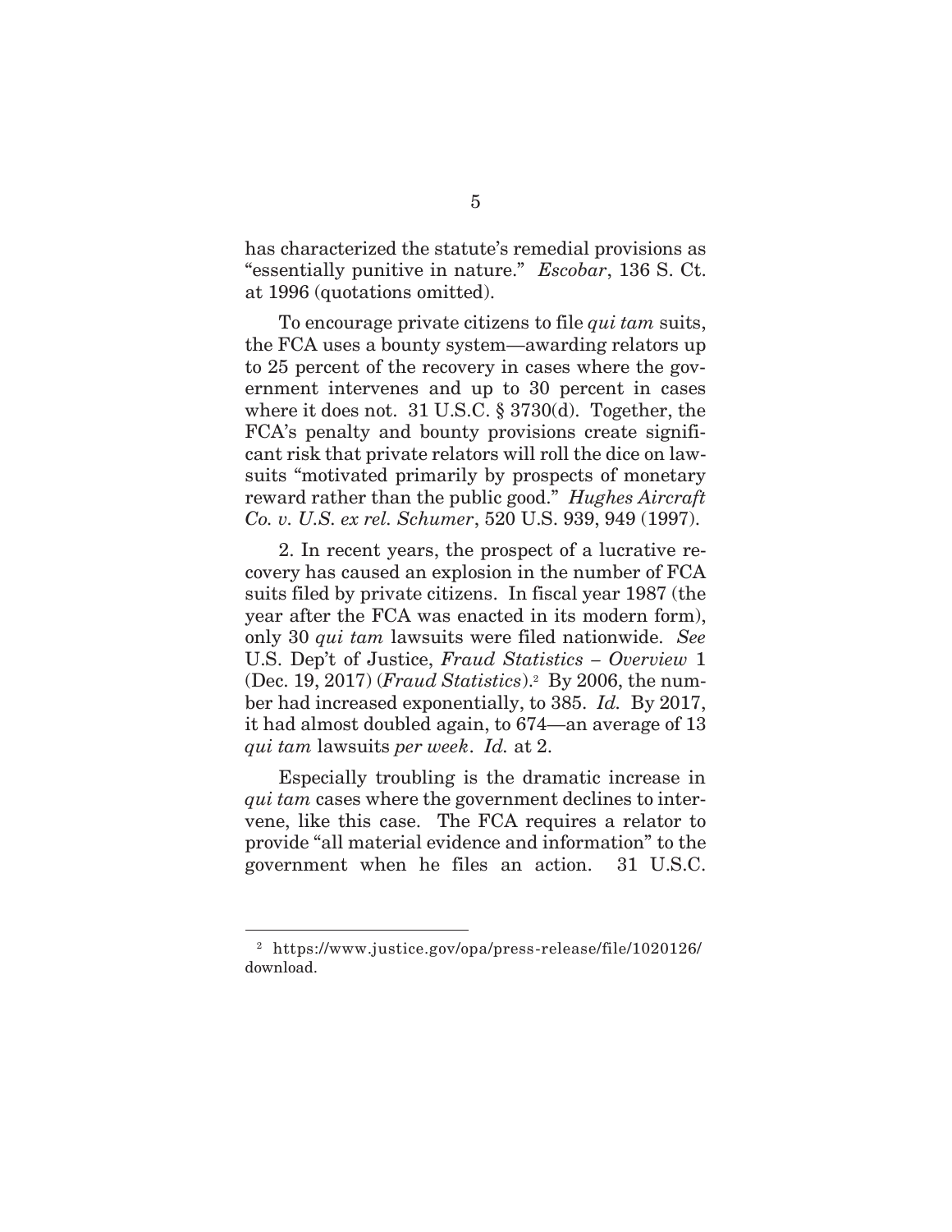has characterized the statute's remedial provisions as "essentially punitive in nature." *Escobar*, 136 S. Ct. at 1996 (quotations omitted).

To encourage private citizens to file *qui tam* suits, the FCA uses a bounty system—awarding relators up to 25 percent of the recovery in cases where the government intervenes and up to 30 percent in cases where it does not. 31 U.S.C. § 3730(d). Together, the FCA's penalty and bounty provisions create significant risk that private relators will roll the dice on lawsuits "motivated primarily by prospects of monetary reward rather than the public good." *Hughes Aircraft Co. v. U.S. ex rel. Schumer*, 520 U.S. 939, 949 (1997).

2. In recent years, the prospect of a lucrative recovery has caused an explosion in the number of FCA suits filed by private citizens. In fiscal year 1987 (the year after the FCA was enacted in its modern form), only 30 *qui tam* lawsuits were filed nationwide. *See* U.S. Dep't of Justice, *Fraud Statistics – Overview* 1 (Dec. 19, 2017) (*Fraud Statistics*).[2] By 2006, the number had increased exponentially, to 385. *Id.* By 2017, it had almost doubled again, to 674—an average of 13 *qui tam* lawsuits *per week*. *Id.* at 2.

Especially troubling is the dramatic increase in *qui tam* cases where the government declines to intervene, like this case. The FCA requires a relator to provide "all material evidence and information" to the government when he files an action. 31 U.S.C.

---

[2] https://www.justice.gov/opa/press-release/file/1020126/download.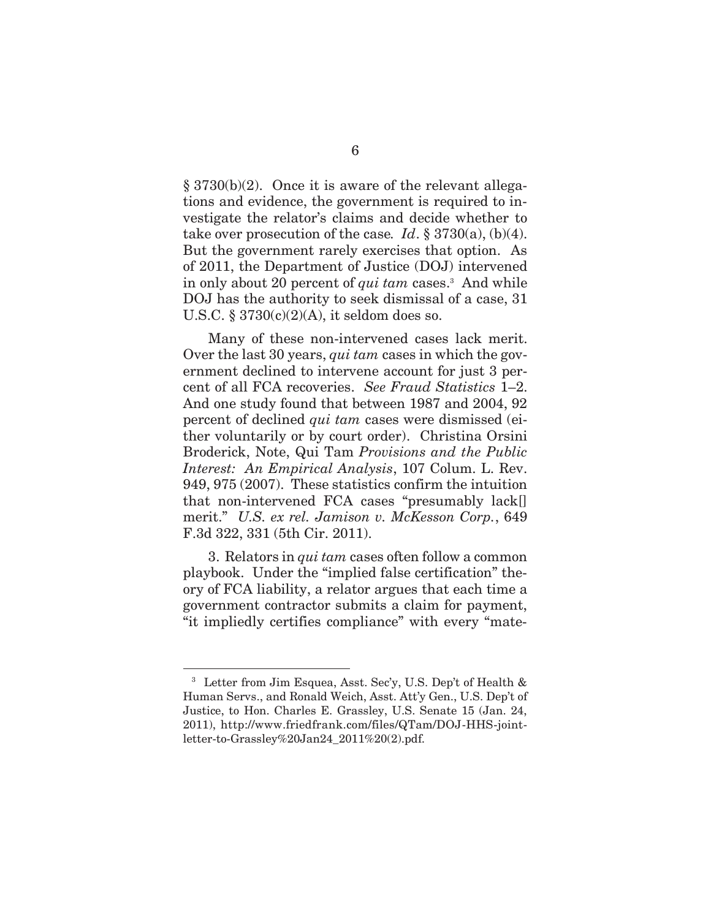§ 3730(b)(2). Once it is aware of the relevant allegations and evidence, the government is required to investigate the relator's claims and decide whether to take over prosecution of the case. *Id*. § 3730(a), (b)(4). But the government rarely exercises that option. As of 2011, the Department of Justice (DOJ) intervened in only about 20 percent of *qui tam* cases.[3] And while DOJ has the authority to seek dismissal of a case, 31 U.S.C. § 3730(c)(2)(A), it seldom does so.

Many of these non-intervened cases lack merit. Over the last 30 years, *qui tam* cases in which the government declined to intervene account for just 3 percent of all FCA recoveries. *See Fraud Statistics* 1–2. And one study found that between 1987 and 2004, 92 percent of declined *qui tam* cases were dismissed (either voluntarily or by court order). Christina Orsini Broderick, Note, Qui Tam *Provisions and the Public Interest: An Empirical Analysis*, 107 Colum. L. Rev. 949, 975 (2007). These statistics confirm the intuition that non-intervened FCA cases "presumably lack[] merit." *U.S. ex rel. Jamison v. McKesson Corp.*, 649 F.3d 322, 331 (5th Cir. 2011).

3. Relators in *qui tam* cases often follow a common playbook. Under the "implied false certification" theory of FCA liability, a relator argues that each time a government contractor submits a claim for payment, "it impliedly certifies compliance" with every "mate-

---

[3] Letter from Jim Esquea, Asst. Sec'y, U.S. Dep't of Health & Human Servs., and Ronald Weich, Asst. Att'y Gen., U.S. Dep't of Justice, to Hon. Charles E. Grassley, U.S. Senate 15 (Jan. 24, 2011), http://www.friedfrank.com/files/QTam/DOJ-HHS-joint-letter-to-Grassley%20Jan24_2011%20(2).pdf.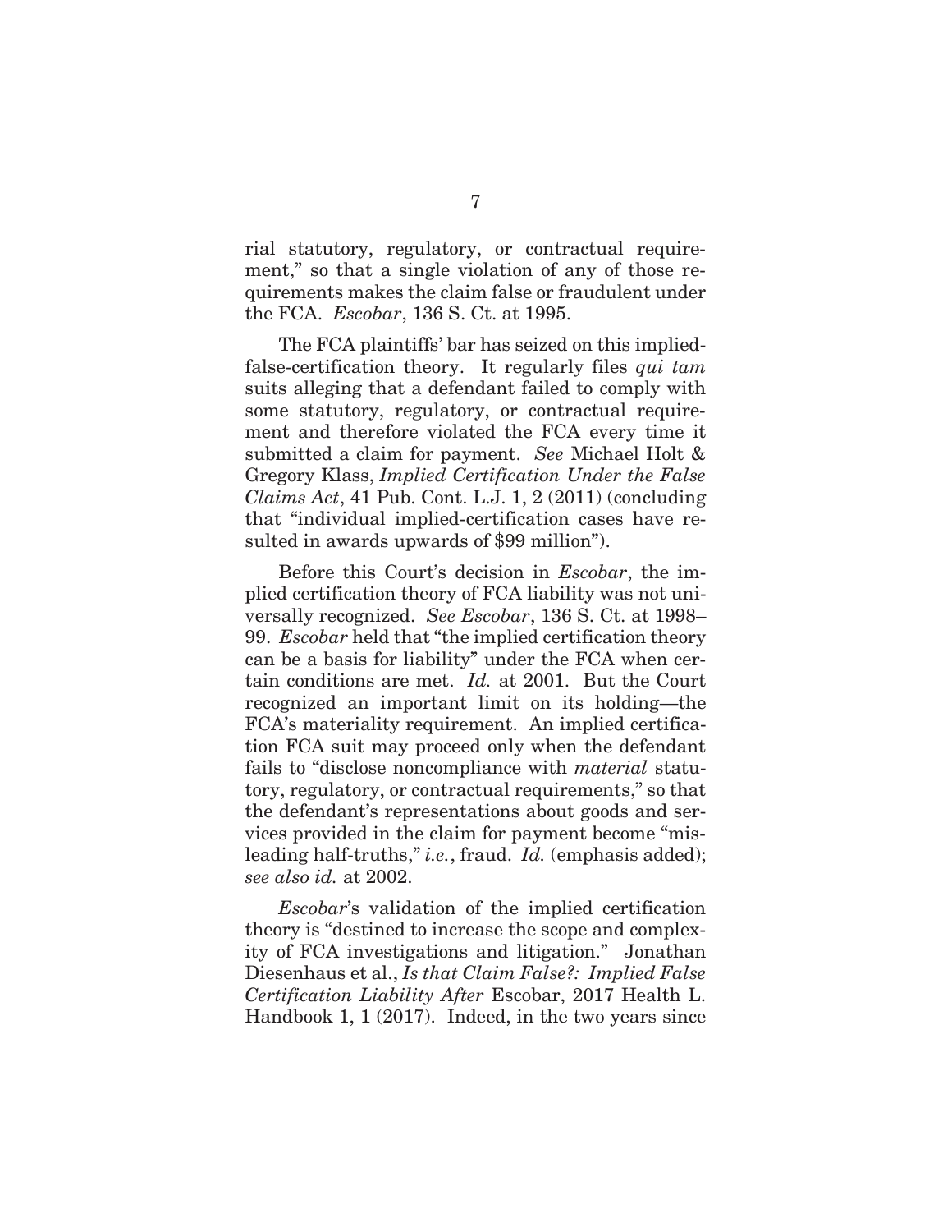rial statutory, regulatory, or contractual requirement," so that a single violation of any of those requirements makes the claim false or fraudulent under the FCA. *Escobar*, 136 S. Ct. at 1995.

The FCA plaintiffs' bar has seized on this implied-false-certification theory. It regularly files *qui tam* suits alleging that a defendant failed to comply with some statutory, regulatory, or contractual requirement and therefore violated the FCA every time it submitted a claim for payment. *See* Michael Holt & Gregory Klass, *Implied Certification Under the False Claims Act*, 41 Pub. Cont. L.J. 1, 2 (2011) (concluding that "individual implied-certification cases have resulted in awards upwards of $99 million").

Before this Court's decision in *Escobar*, the implied certification theory of FCA liability was not universally recognized. *See Escobar*, 136 S. Ct. at 1998–99. *Escobar* held that "the implied certification theory can be a basis for liability" under the FCA when certain conditions are met. *Id.* at 2001. But the Court recognized an important limit on its holding—the FCA's materiality requirement. An implied certification FCA suit may proceed only when the defendant fails to "disclose noncompliance with *material* statutory, regulatory, or contractual requirements," so that the defendant's representations about goods and services provided in the claim for payment become "misleading half-truths," *i.e.*, fraud. *Id.* (emphasis added); *see also id.* at 2002.

*Escobar*'s validation of the implied certification theory is "destined to increase the scope and complexity of FCA investigations and litigation." Jonathan Diesenhaus et al., *Is that Claim False?: Implied False Certification Liability After* Escobar, 2017 Health L. Handbook 1, 1 (2017). Indeed, in the two years since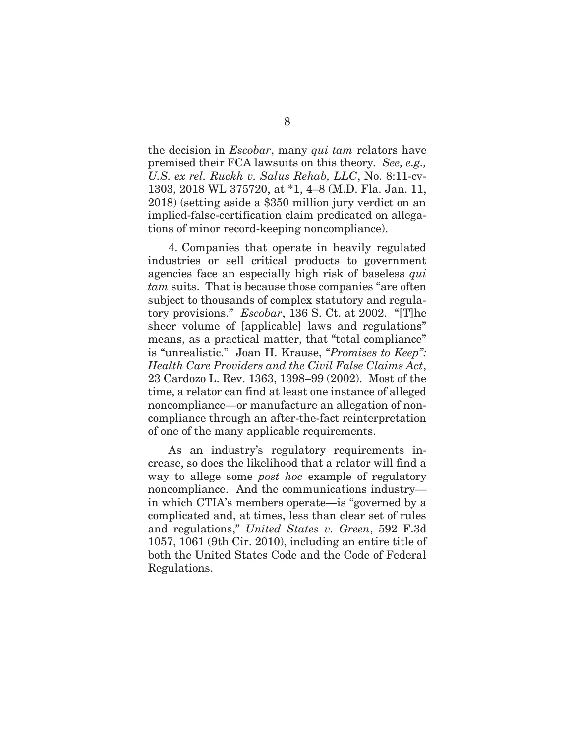the decision in *Escobar*, many *qui tam* relators have premised their FCA lawsuits on this theory. *See, e.g., U.S. ex rel. Ruckh v. Salus Rehab, LLC*, No. 8:11-cv-1303, 2018 WL 375720, at *1, 4–8 (M.D. Fla. Jan. 11, 2018) (setting aside a $350 million jury verdict on an implied-false-certification claim predicated on allegations of minor record-keeping noncompliance).

4. Companies that operate in heavily regulated industries or sell critical products to government agencies face an especially high risk of baseless *qui tam* suits. That is because those companies "are often subject to thousands of complex statutory and regulatory provisions." *Escobar*, 136 S. Ct. at 2002. "[T]he sheer volume of [applicable] laws and regulations" means, as a practical matter, that "total compliance" is "unrealistic." Joan H. Krause, *"Promises to Keep": Health Care Providers and the Civil False Claims Act*, 23 Cardozo L. Rev. 1363, 1398–99 (2002). Most of the time, a relator can find at least one instance of alleged noncompliance—or manufacture an allegation of noncompliance through an after-the-fact reinterpretation of one of the many applicable requirements.

As an industry's regulatory requirements increase, so does the likelihood that a relator will find a way to allege some *post hoc* example of regulatory noncompliance. And the communications industry—in which CTIA's members operate—is "governed by a complicated and, at times, less than clear set of rules and regulations," *United States v. Green*, 592 F.3d 1057, 1061 (9th Cir. 2010), including an entire title of both the United States Code and the Code of Federal Regulations.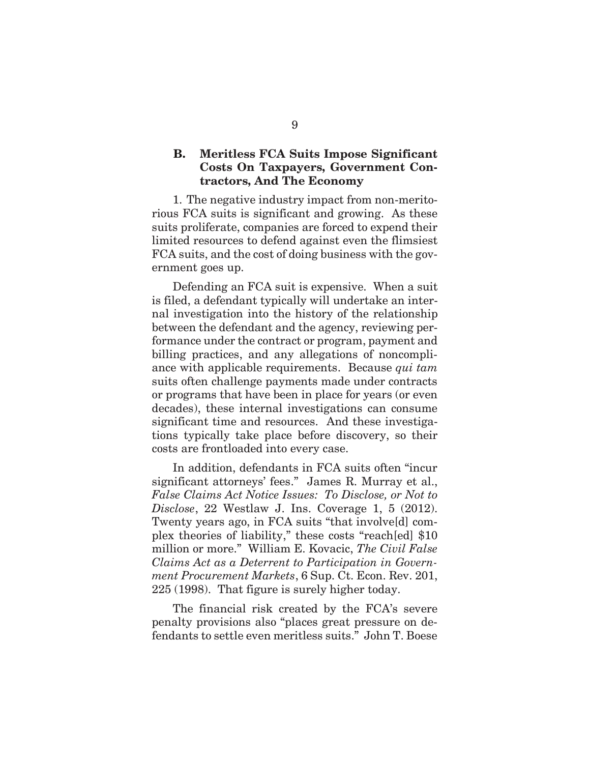### B. Meritless FCA Suits Impose Significant Costs On Taxpayers, Government Contractors, And The Economy

1. The negative industry impact from non-meritorious FCA suits is significant and growing. As these suits proliferate, companies are forced to expend their limited resources to defend against even the flimsiest FCA suits, and the cost of doing business with the government goes up.

Defending an FCA suit is expensive. When a suit is filed, a defendant typically will undertake an internal investigation into the history of the relationship between the defendant and the agency, reviewing performance under the contract or program, payment and billing practices, and any allegations of noncompliance with applicable requirements. Because *qui tam* suits often challenge payments made under contracts or programs that have been in place for years (or even decades), these internal investigations can consume significant time and resources. And these investigations typically take place before discovery, so their costs are frontloaded into every case.

In addition, defendants in FCA suits often "incur significant attorneys' fees." James R. Murray et al., *False Claims Act Notice Issues: To Disclose, or Not to Disclose*, 22 Westlaw J. Ins. Coverage 1, 5 (2012). Twenty years ago, in FCA suits "that involve[d] complex theories of liability," these costs "reach[ed] $10 million or more." William E. Kovacic, *The Civil False Claims Act as a Deterrent to Participation in Government Procurement Markets*, 6 Sup. Ct. Econ. Rev. 201, 225 (1998). That figure is surely higher today.

The financial risk created by the FCA's severe penalty provisions also "places great pressure on defendants to settle even meritless suits." John T. Boese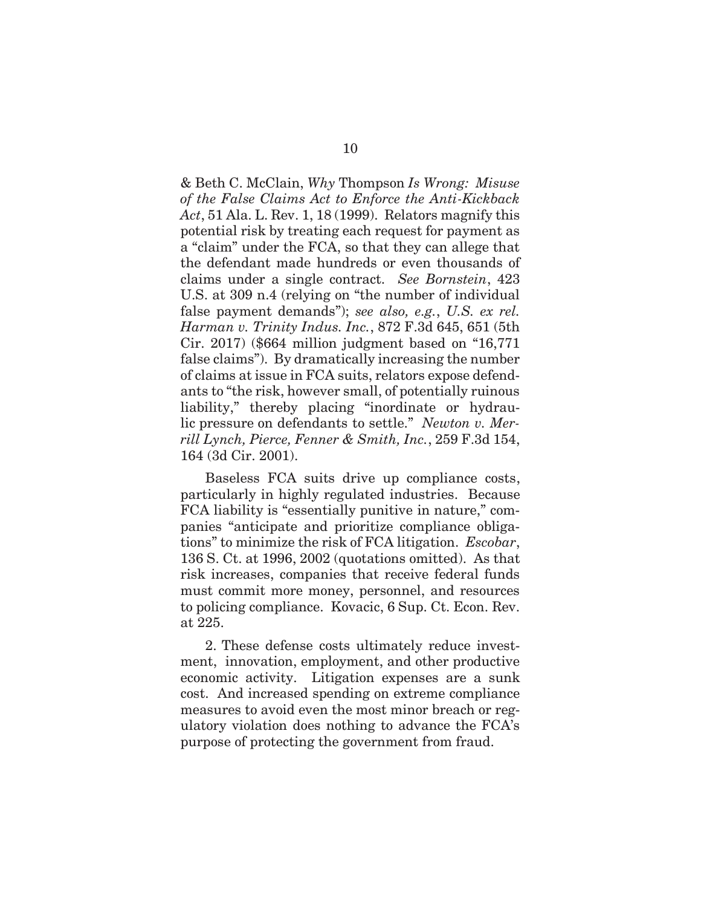& Beth C. McClain, *Why* Thompson *Is Wrong: Misuse of the False Claims Act to Enforce the Anti-Kickback Act*, 51 Ala. L. Rev. 1, 18 (1999). Relators magnify this potential risk by treating each request for payment as a "claim" under the FCA, so that they can allege that the defendant made hundreds or even thousands of claims under a single contract. *See Bornstein*, 423 U.S. at 309 n.4 (relying on "the number of individual false payment demands"); *see also, e.g.*, *U.S. ex rel. Harman v. Trinity Indus. Inc.*, 872 F.3d 645, 651 (5th Cir. 2017) ($664 million judgment based on "16,771 false claims"). By dramatically increasing the number of claims at issue in FCA suits, relators expose defendants to "the risk, however small, of potentially ruinous liability," thereby placing "inordinate or hydraulic pressure on defendants to settle." *Newton v. Merrill Lynch, Pierce, Fenner & Smith, Inc.*, 259 F.3d 154, 164 (3d Cir. 2001).

Baseless FCA suits drive up compliance costs, particularly in highly regulated industries. Because FCA liability is "essentially punitive in nature," companies "anticipate and prioritize compliance obligations" to minimize the risk of FCA litigation. *Escobar*, 136 S. Ct. at 1996, 2002 (quotations omitted). As that risk increases, companies that receive federal funds must commit more money, personnel, and resources to policing compliance. Kovacic, 6 Sup. Ct. Econ. Rev. at 225.

2. These defense costs ultimately reduce investment, innovation, employment, and other productive economic activity. Litigation expenses are a sunk cost. And increased spending on extreme compliance measures to avoid even the most minor breach or regulatory violation does nothing to advance the FCA's purpose of protecting the government from fraud.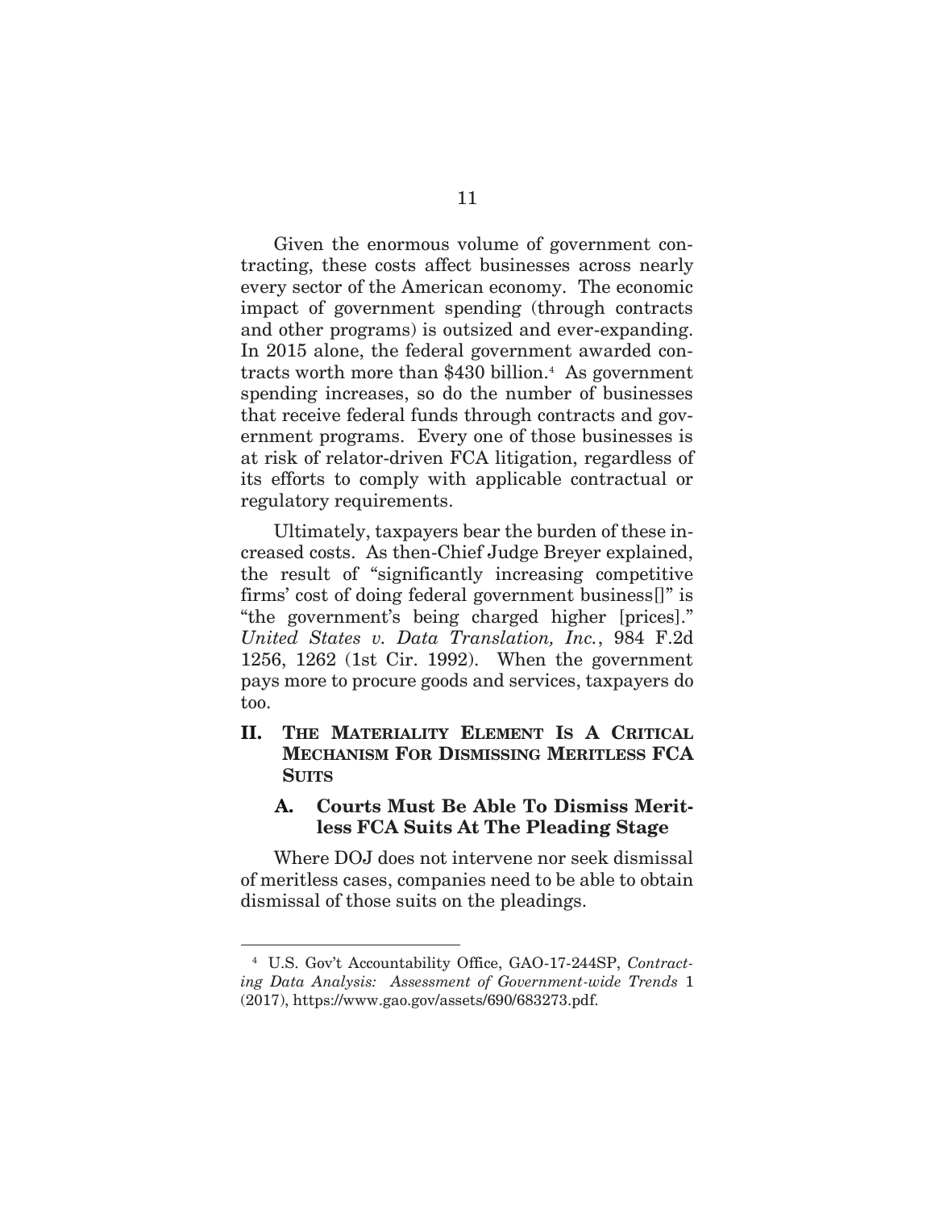Given the enormous volume of government contracting, these costs affect businesses across nearly every sector of the American economy. The economic impact of government spending (through contracts and other programs) is outsized and ever-expanding. In 2015 alone, the federal government awarded contracts worth more than $430 billion.[4] As government spending increases, so do the number of businesses that receive federal funds through contracts and government programs. Every one of those businesses is at risk of relator-driven FCA litigation, regardless of its efforts to comply with applicable contractual or regulatory requirements.

Ultimately, taxpayers bear the burden of these increased costs. As then-Chief Judge Breyer explained, the result of "significantly increasing competitive firms' cost of doing federal government business[]" is "the government's being charged higher [prices]." *United States v. Data Translation, Inc.*, 984 F.2d 1256, 1262 (1st Cir. 1992). When the government pays more to procure goods and services, taxpayers do too.

## II. The Materiality Element Is A Critical Mechanism For Dismissing Meritless FCA Suits

### A. Courts Must Be Able To Dismiss Meritless FCA Suits At The Pleading Stage

Where DOJ does not intervene nor seek dismissal of meritless cases, companies need to be able to obtain dismissal of those suits on the pleadings.

---

[4] U.S. Gov't Accountability Office, GAO-17-244SP, *Contracting Data Analysis: Assessment of Government-wide Trends* 1 (2017), https://www.gao.gov/assets/690/683273.pdf.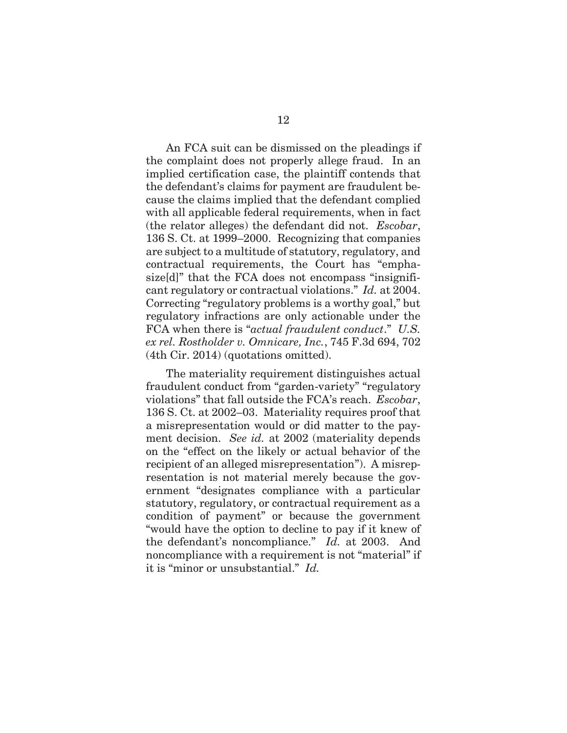An FCA suit can be dismissed on the pleadings if the complaint does not properly allege fraud. In an implied certification case, the plaintiff contends that the defendant's claims for payment are fraudulent because the claims implied that the defendant complied with all applicable federal requirements, when in fact (the relator alleges) the defendant did not. *Escobar*, 136 S. Ct. at 1999–2000. Recognizing that companies are subject to a multitude of statutory, regulatory, and contractual requirements, the Court has "emphasize[d]" that the FCA does not encompass "insignificant regulatory or contractual violations." *Id.* at 2004. Correcting "regulatory problems is a worthy goal," but regulatory infractions are only actionable under the FCA when there is "*actual fraudulent conduct*." *U.S. ex rel. Rostholder v. Omnicare, Inc.*, 745 F.3d 694, 702 (4th Cir. 2014) (quotations omitted).

The materiality requirement distinguishes actual fraudulent conduct from "garden-variety" "regulatory violations" that fall outside the FCA's reach. *Escobar*, 136 S. Ct. at 2002–03. Materiality requires proof that a misrepresentation would or did matter to the payment decision. *See id.* at 2002 (materiality depends on the "effect on the likely or actual behavior of the recipient of an alleged misrepresentation"). A misrepresentation is not material merely because the government "designates compliance with a particular statutory, regulatory, or contractual requirement as a condition of payment" or because the government "would have the option to decline to pay if it knew of the defendant's noncompliance." *Id.* at 2003. And noncompliance with a requirement is not "material" if it is "minor or unsubstantial." *Id.*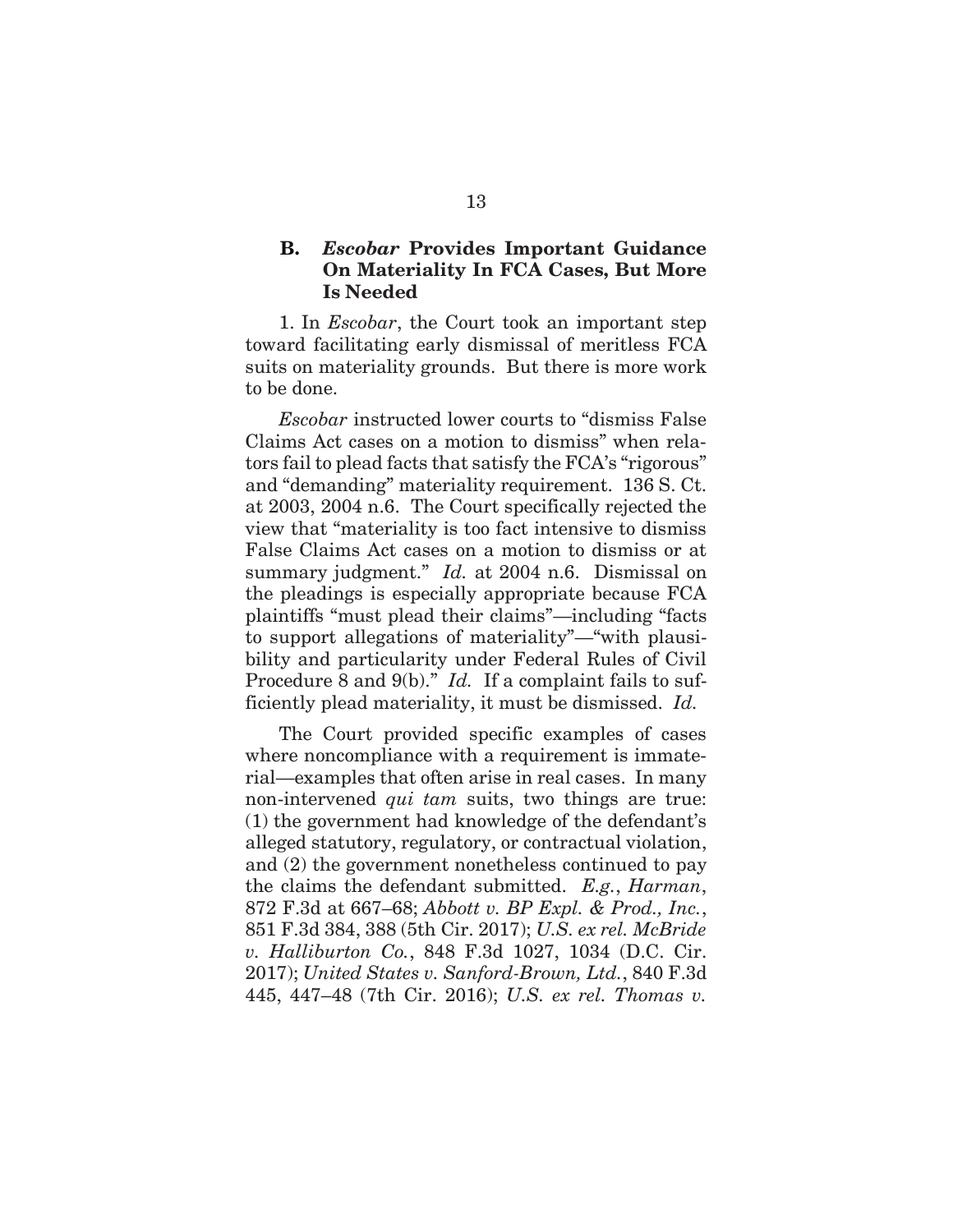### B. *Escobar* Provides Important Guidance On Materiality In FCA Cases, But More Is Needed

1. In *Escobar*, the Court took an important step toward facilitating early dismissal of meritless FCA suits on materiality grounds. But there is more work to be done.

*Escobar* instructed lower courts to "dismiss False Claims Act cases on a motion to dismiss" when relators fail to plead facts that satisfy the FCA's "rigorous" and "demanding" materiality requirement. 136 S. Ct. at 2003, 2004 n.6. The Court specifically rejected the view that "materiality is too fact intensive to dismiss False Claims Act cases on a motion to dismiss or at summary judgment." *Id.* at 2004 n.6. Dismissal on the pleadings is especially appropriate because FCA plaintiffs "must plead their claims"—including "facts to support allegations of materiality"—"with plausibility and particularity under Federal Rules of Civil Procedure 8 and 9(b)." *Id.* If a complaint fails to sufficiently plead materiality, it must be dismissed. *Id.*

The Court provided specific examples of cases where noncompliance with a requirement is immaterial—examples that often arise in real cases. In many non-intervened *qui tam* suits, two things are true: (1) the government had knowledge of the defendant's alleged statutory, regulatory, or contractual violation, and (2) the government nonetheless continued to pay the claims the defendant submitted. *E.g.*, *Harman*, 872 F.3d at 667–68; *Abbott v. BP Expl. & Prod., Inc.*, 851 F.3d 384, 388 (5th Cir. 2017); *U.S. ex rel. McBride v. Halliburton Co.*, 848 F.3d 1027, 1034 (D.C. Cir. 2017); *United States v. Sanford-Brown, Ltd.*, 840 F.3d 445, 447–48 (7th Cir. 2016); *U.S. ex rel. Thomas v.*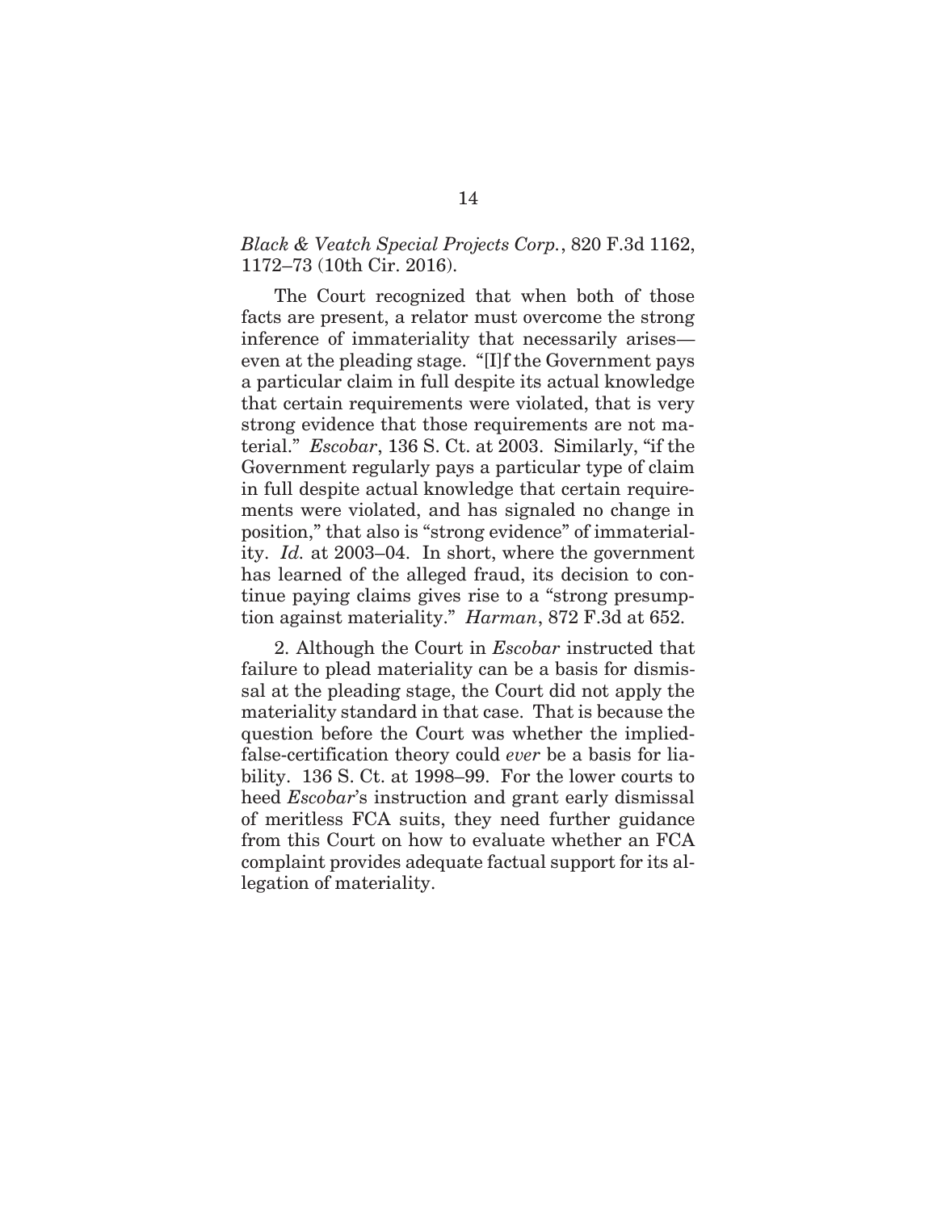*Black & Veatch Special Projects Corp.*, 820 F.3d 1162, 1172–73 (10th Cir. 2016).

The Court recognized that when both of those facts are present, a relator must overcome the strong inference of immateriality that necessarily arises—even at the pleading stage. "[I]f the Government pays a particular claim in full despite its actual knowledge that certain requirements were violated, that is very strong evidence that those requirements are not material." *Escobar*, 136 S. Ct. at 2003. Similarly, "if the Government regularly pays a particular type of claim in full despite actual knowledge that certain requirements were violated, and has signaled no change in position," that also is "strong evidence" of immateriality. *Id.* at 2003–04. In short, where the government has learned of the alleged fraud, its decision to continue paying claims gives rise to a "strong presumption against materiality." *Harman*, 872 F.3d at 652.

2. Although the Court in *Escobar* instructed that failure to plead materiality can be a basis for dismissal at the pleading stage, the Court did not apply the materiality standard in that case. That is because the question before the Court was whether the implied-false-certification theory could *ever* be a basis for liability. 136 S. Ct. at 1998–99. For the lower courts to heed *Escobar*'s instruction and grant early dismissal of meritless FCA suits, they need further guidance from this Court on how to evaluate whether an FCA complaint provides adequate factual support for its allegation of materiality.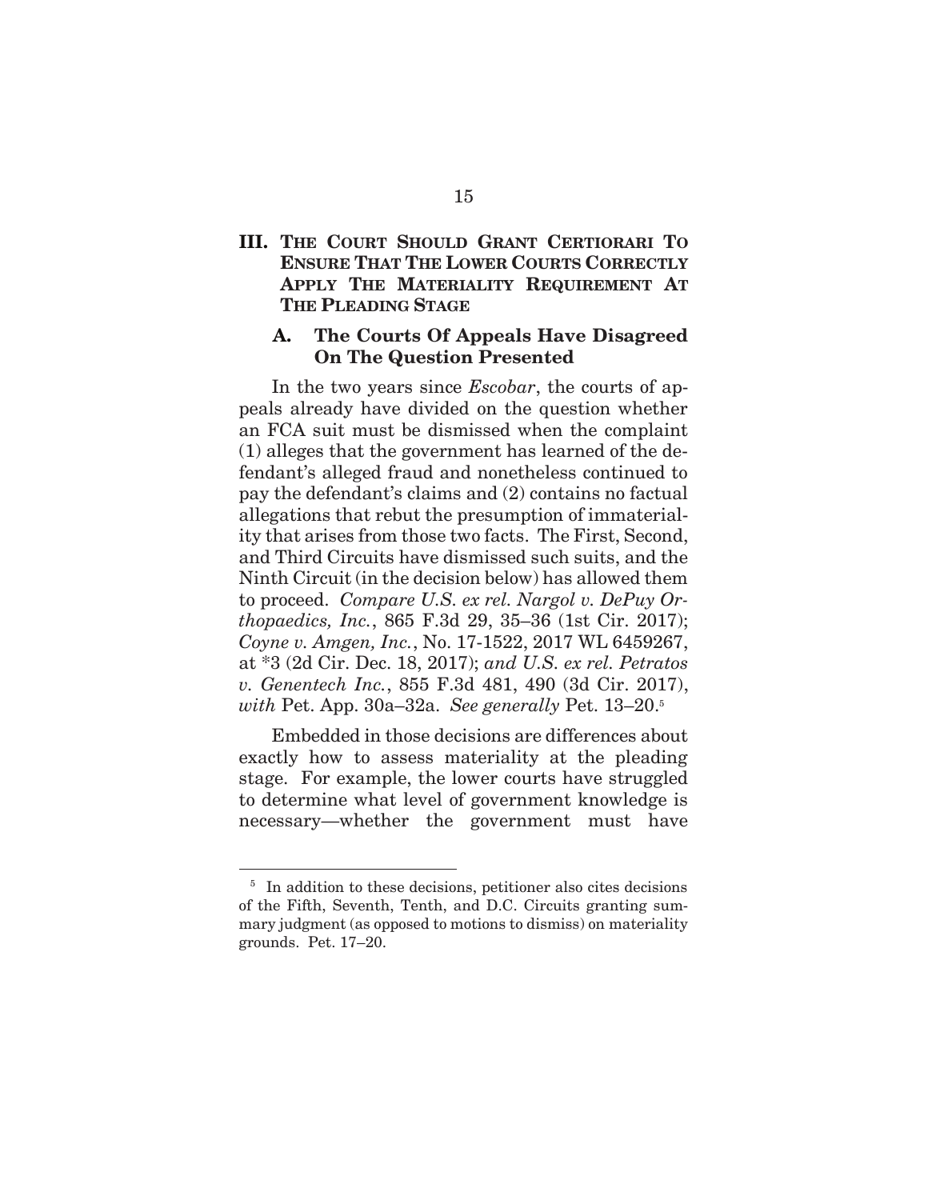## III. THE COURT SHOULD GRANT CERTIORARI TO ENSURE THAT THE LOWER COURTS CORRECTLY APPLY THE MATERIALITY REQUIREMENT AT THE PLEADING STAGE

### A. The Courts Of Appeals Have Disagreed On The Question Presented

In the two years since *Escobar*, the courts of appeals already have divided on the question whether an FCA suit must be dismissed when the complaint (1) alleges that the government has learned of the defendant's alleged fraud and nonetheless continued to pay the defendant's claims and (2) contains no factual allegations that rebut the presumption of immateriality that arises from those two facts. The First, Second, and Third Circuits have dismissed such suits, and the Ninth Circuit (in the decision below) has allowed them to proceed. *Compare U.S. ex rel. Nargol v. DePuy Orthopaedics, Inc.*, 865 F.3d 29, 35–36 (1st Cir. 2017); *Coyne v. Amgen, Inc.*, No. 17-1522, 2017 WL 6459267, at *3 (2d Cir. Dec. 18, 2017); *and U.S. ex rel. Petratos v. Genentech Inc.*, 855 F.3d 481, 490 (3d Cir. 2017), *with* Pet. App. 30a–32a. *See generally* Pet. 13–20.[5]

Embedded in those decisions are differences about exactly how to assess materiality at the pleading stage. For example, the lower courts have struggled to determine what level of government knowledge is necessary—whether the government must have

---

[5] In addition to these decisions, petitioner also cites decisions of the Fifth, Seventh, Tenth, and D.C. Circuits granting summary judgment (as opposed to motions to dismiss) on materiality grounds. Pet. 17–20.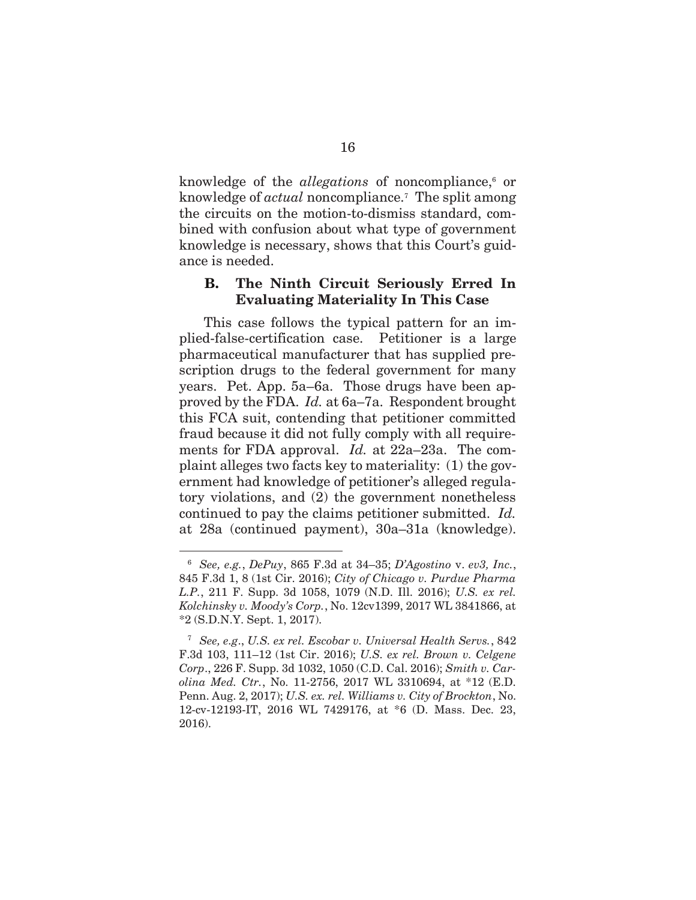knowledge of the *allegations* of noncompliance,[6] or knowledge of *actual* noncompliance.[7] The split among the circuits on the motion-to-dismiss standard, combined with confusion about what type of government knowledge is necessary, shows that this Court's guidance is needed.

### B. The Ninth Circuit Seriously Erred In Evaluating Materiality In This Case

This case follows the typical pattern for an implied-false-certification case. Petitioner is a large pharmaceutical manufacturer that has supplied prescription drugs to the federal government for many years. Pet. App. 5a–6a. Those drugs have been approved by the FDA. *Id.* at 6a–7a. Respondent brought this FCA suit, contending that petitioner committed fraud because it did not fully comply with all requirements for FDA approval. *Id.* at 22a–23a. The complaint alleges two facts key to materiality: (1) the government had knowledge of petitioner's alleged regulatory violations, and (2) the government nonetheless continued to pay the claims petitioner submitted. *Id.* at 28a (continued payment), 30a–31a (knowledge).

---

[6] *See, e.g.*, *DePuy*, 865 F.3d at 34–35; *D'Agostino* v. *ev3, Inc.*, 845 F.3d 1, 8 (1st Cir. 2016); *City of Chicago v. Purdue Pharma L.P.*, 211 F. Supp. 3d 1058, 1079 (N.D. Ill. 2016); *U.S. ex rel. Kolchinsky v. Moody's Corp.*, No. 12cv1399, 2017 WL 3841866, at \*2 (S.D.N.Y. Sept. 1, 2017).

[7] *See, e.g*., *U.S. ex rel. Escobar v. Universal Health Servs.*, 842 F.3d 103, 111–12 (1st Cir. 2016); *U.S. ex rel. Brown v. Celgene Corp*., 226 F. Supp. 3d 1032, 1050 (C.D. Cal. 2016); *Smith v. Carolina Med. Ctr.*, No. 11-2756, 2017 WL 3310694, at \*12 (E.D. Penn. Aug. 2, 2017); *U.S. ex. rel. Williams v. City of Brockton*, No. 12-cv-12193-IT, 2016 WL 7429176, at \*6 (D. Mass. Dec. 23, 2016).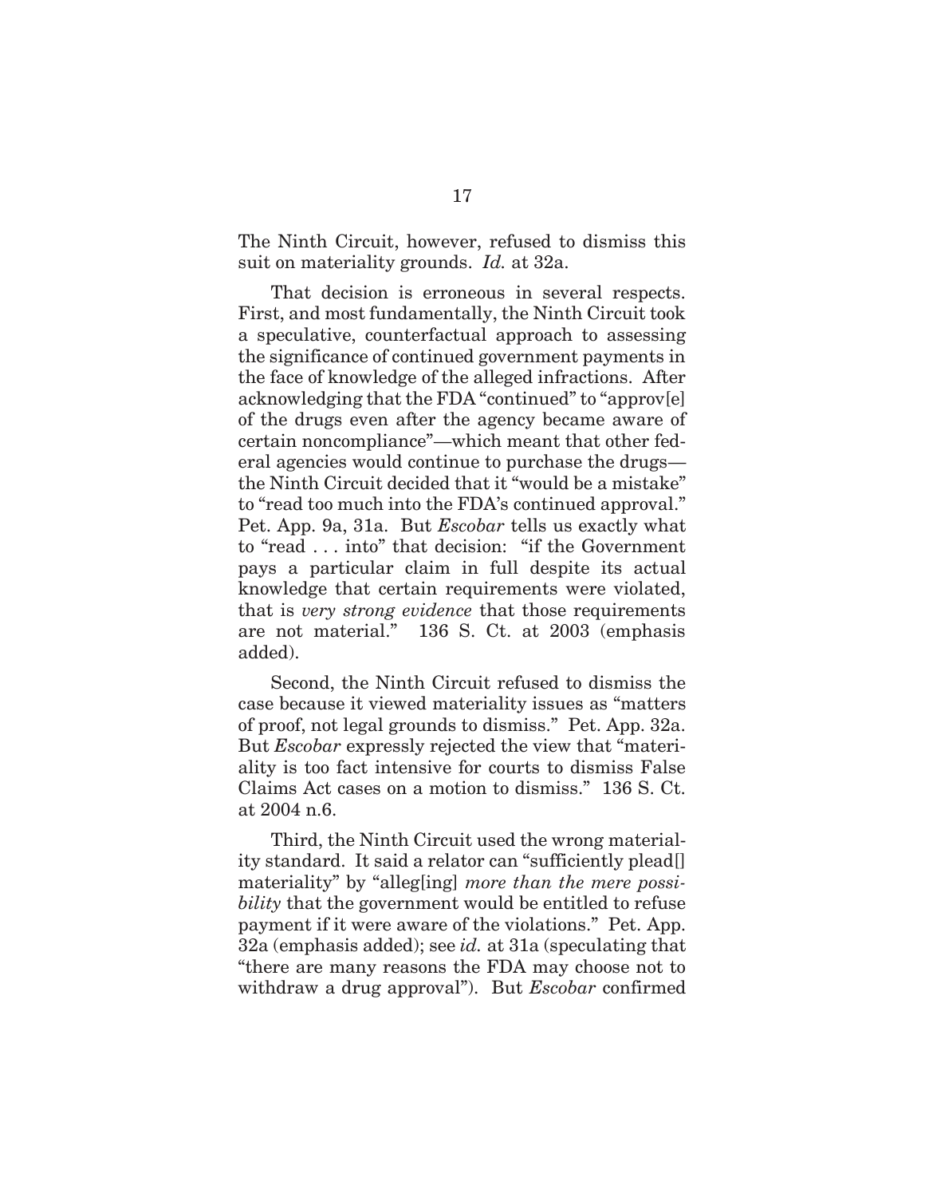The Ninth Circuit, however, refused to dismiss this suit on materiality grounds. *Id.* at 32a.

That decision is erroneous in several respects. First, and most fundamentally, the Ninth Circuit took a speculative, counterfactual approach to assessing the significance of continued government payments in the face of knowledge of the alleged infractions. After acknowledging that the FDA "continued" to "approv[e] of the drugs even after the agency became aware of certain noncompliance"—which meant that other federal agencies would continue to purchase the drugs—the Ninth Circuit decided that it "would be a mistake" to "read too much into the FDA's continued approval." Pet. App. 9a, 31a. But *Escobar* tells us exactly what to "read . . . into" that decision: "if the Government pays a particular claim in full despite its actual knowledge that certain requirements were violated, that is *very strong evidence* that those requirements are not material." 136 S. Ct. at 2003 (emphasis added).

Second, the Ninth Circuit refused to dismiss the case because it viewed materiality issues as "matters of proof, not legal grounds to dismiss." Pet. App. 32a. But *Escobar* expressly rejected the view that "materiality is too fact intensive for courts to dismiss False Claims Act cases on a motion to dismiss." 136 S. Ct. at 2004 n.6.

Third, the Ninth Circuit used the wrong materiality standard. It said a relator can "sufficiently plead[] materiality" by "alleg[ing] *more than the mere possibility* that the government would be entitled to refuse payment if it were aware of the violations." Pet. App. 32a (emphasis added); see *id.* at 31a (speculating that "there are many reasons the FDA may choose not to withdraw a drug approval"). But *Escobar* confirmed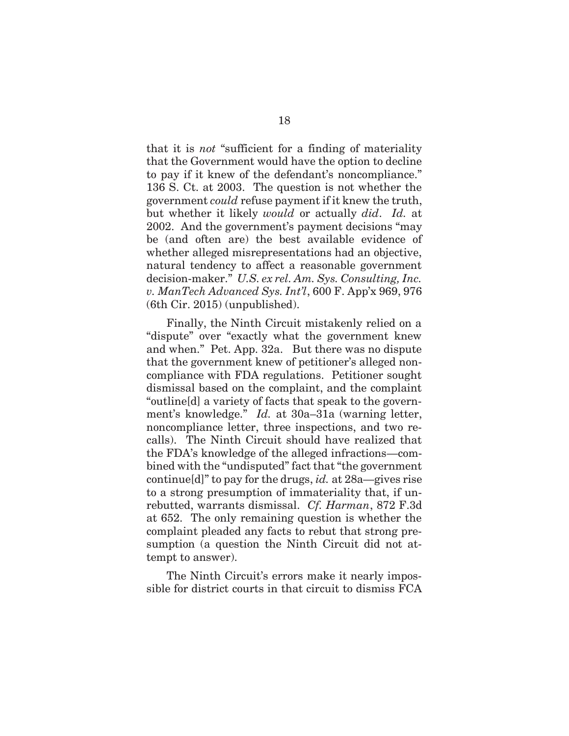that it is *not* "sufficient for a finding of materiality that the Government would have the option to decline to pay if it knew of the defendant's noncompliance." 136 S. Ct. at 2003. The question is not whether the government *could* refuse payment if it knew the truth, but whether it likely *would* or actually *did*. *Id.* at 2002. And the government's payment decisions "may be (and often are) the best available evidence of whether alleged misrepresentations had an objective, natural tendency to affect a reasonable government decision-maker." *U.S. ex rel. Am. Sys. Consulting, Inc. v. ManTech Advanced Sys. Int'l*, 600 F. App'x 969, 976 (6th Cir. 2015) (unpublished).

Finally, the Ninth Circuit mistakenly relied on a "dispute" over "exactly what the government knew and when." Pet. App. 32a. But there was no dispute that the government knew of petitioner's alleged noncompliance with FDA regulations. Petitioner sought dismissal based on the complaint, and the complaint "outline[d] a variety of facts that speak to the government's knowledge." *Id.* at 30a–31a (warning letter, noncompliance letter, three inspections, and two recalls). The Ninth Circuit should have realized that the FDA's knowledge of the alleged infractions—combined with the "undisputed" fact that "the government continue[d]" to pay for the drugs, *id.* at 28a—gives rise to a strong presumption of immateriality that, if unrebutted, warrants dismissal. *Cf. Harman*, 872 F.3d at 652. The only remaining question is whether the complaint pleaded any facts to rebut that strong presumption (a question the Ninth Circuit did not attempt to answer).

The Ninth Circuit's errors make it nearly impossible for district courts in that circuit to dismiss FCA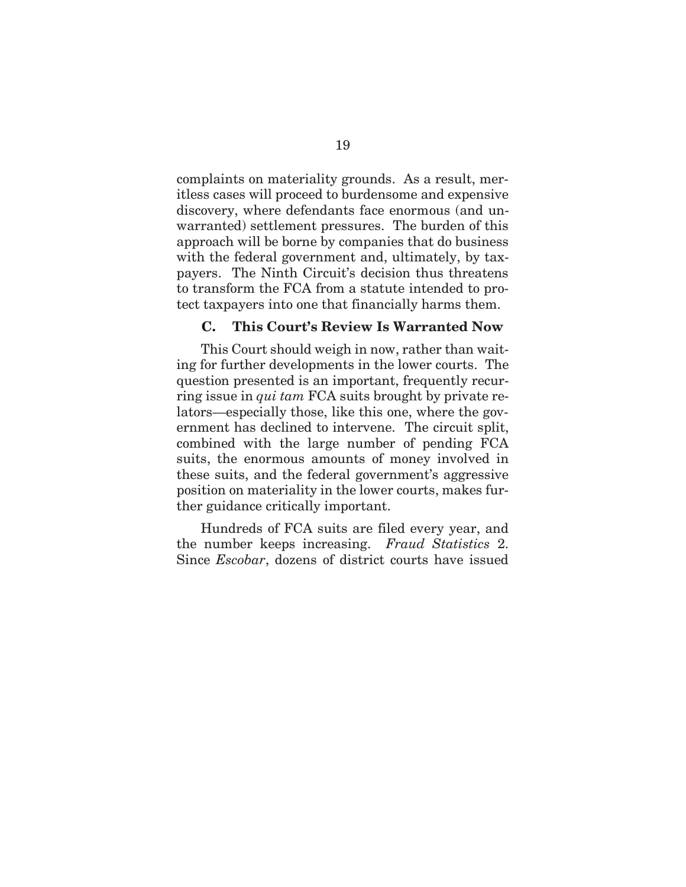complaints on materiality grounds. As a result, meritless cases will proceed to burdensome and expensive discovery, where defendants face enormous (and unwarranted) settlement pressures. The burden of this approach will be borne by companies that do business with the federal government and, ultimately, by taxpayers. The Ninth Circuit's decision thus threatens to transform the FCA from a statute intended to protect taxpayers into one that financially harms them.

### C. This Court's Review Is Warranted Now

This Court should weigh in now, rather than waiting for further developments in the lower courts. The question presented is an important, frequently recurring issue in *qui tam* FCA suits brought by private relators—especially those, like this one, where the government has declined to intervene. The circuit split, combined with the large number of pending FCA suits, the enormous amounts of money involved in these suits, and the federal government's aggressive position on materiality in the lower courts, makes further guidance critically important.

Hundreds of FCA suits are filed every year, and the number keeps increasing. *Fraud Statistics* 2. Since *Escobar*, dozens of district courts have issued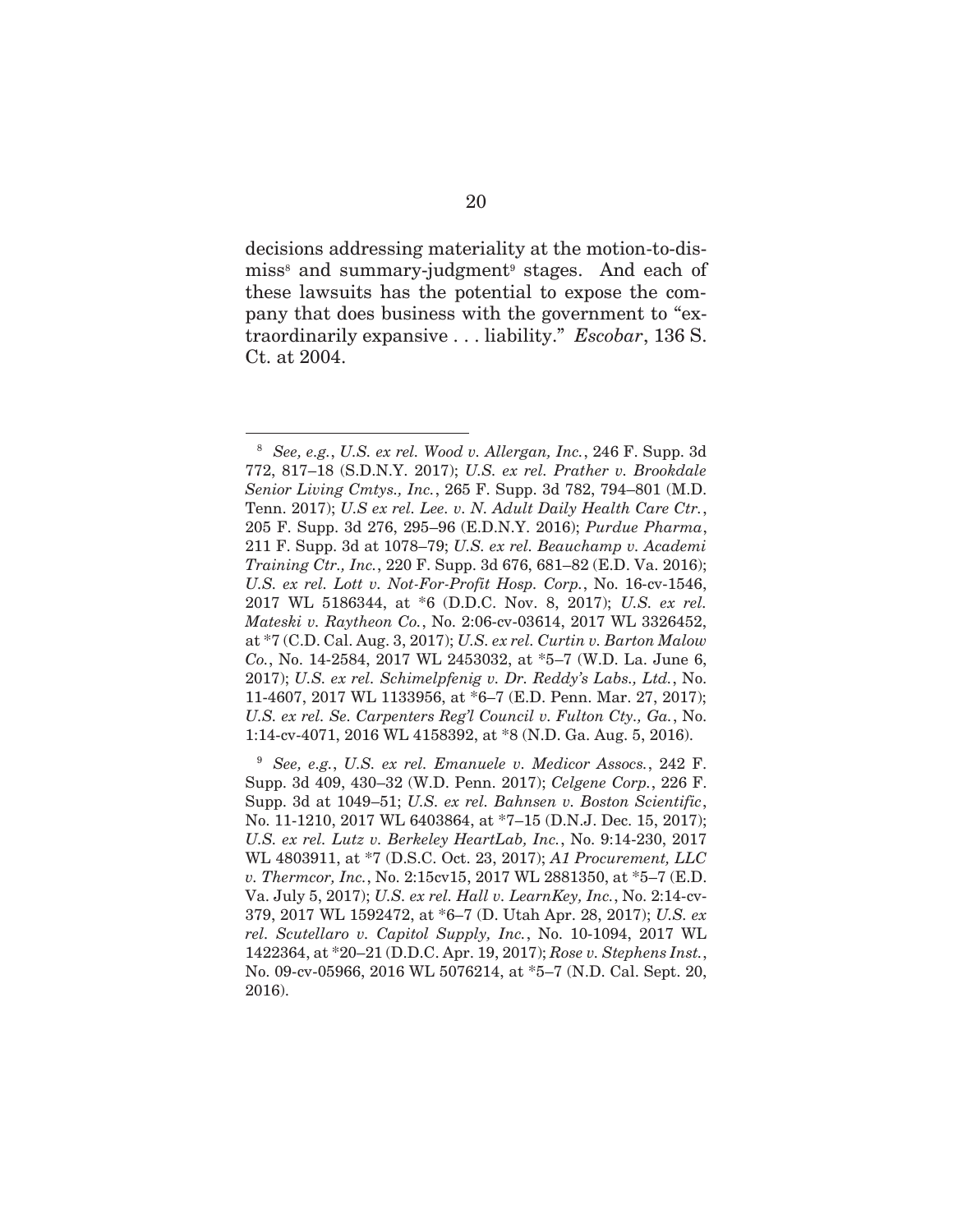decisions addressing materiality at the motion-to-dismiss[8] and summary-judgment[9] stages. And each of these lawsuits has the potential to expose the company that does business with the government to "extraordinarily expansive . . . liability." *Escobar*, 136 S. Ct. at 2004.

---

[8] *See, e.g.*, *U.S. ex rel. Wood v. Allergan, Inc.*, 246 F. Supp. 3d 772, 817–18 (S.D.N.Y. 2017); *U.S. ex rel. Prather v. Brookdale Senior Living Cmtys., Inc.*, 265 F. Supp. 3d 782, 794–801 (M.D. Tenn. 2017); *U.S ex rel. Lee. v. N. Adult Daily Health Care Ctr.*, 205 F. Supp. 3d 276, 295–96 (E.D.N.Y. 2016); *Purdue Pharma*, 211 F. Supp. 3d at 1078–79; *U.S. ex rel. Beauchamp v. Academi Training Ctr., Inc.*, 220 F. Supp. 3d 676, 681–82 (E.D. Va. 2016); *U.S. ex rel. Lott v. Not-For-Profit Hosp. Corp.*, No. 16-cv-1546, 2017 WL 5186344, at \*6 (D.D.C. Nov. 8, 2017); *U.S. ex rel. Mateski v. Raytheon Co.*, No. 2:06-cv-03614, 2017 WL 3326452, at \*7 (C.D. Cal. Aug. 3, 2017); *U.S. ex rel. Curtin v. Barton Malow Co.*, No. 14-2584, 2017 WL 2453032, at \*5–7 (W.D. La. June 6, 2017); *U.S. ex rel. Schimelpfenig v. Dr. Reddy's Labs., Ltd.*, No. 11-4607, 2017 WL 1133956, at \*6–7 (E.D. Penn. Mar. 27, 2017); *U.S. ex rel. Se. Carpenters Reg'l Council v. Fulton Cty., Ga.*, No. 1:14-cv-4071, 2016 WL 4158392, at \*8 (N.D. Ga. Aug. 5, 2016).

[9] *See, e.g.*, *U.S. ex rel. Emanuele v. Medicor Assocs.*, 242 F. Supp. 3d 409, 430–32 (W.D. Penn. 2017); *Celgene Corp.*, 226 F. Supp. 3d at 1049–51; *U.S. ex rel. Bahnsen v. Boston Scientific*, No. 11-1210, 2017 WL 6403864, at \*7–15 (D.N.J. Dec. 15, 2017); *U.S. ex rel. Lutz v. Berkeley HeartLab, Inc.*, No. 9:14-230, 2017 WL 4803911, at \*7 (D.S.C. Oct. 23, 2017); *A1 Procurement, LLC v. Thermcor, Inc.*, No. 2:15cv15, 2017 WL 2881350, at \*5–7 (E.D. Va. July 5, 2017); *U.S. ex rel. Hall v. LearnKey, Inc.*, No. 2:14-cv-379, 2017 WL 1592472, at \*6–7 (D. Utah Apr. 28, 2017); *U.S. ex rel. Scutellaro v. Capitol Supply, Inc.*, No. 10-1094, 2017 WL 1422364, at \*20–21 (D.D.C. Apr. 19, 2017); *Rose v. Stephens Inst.*, No. 09-cv-05966, 2016 WL 5076214, at \*5–7 (N.D. Cal. Sept. 20, 2016).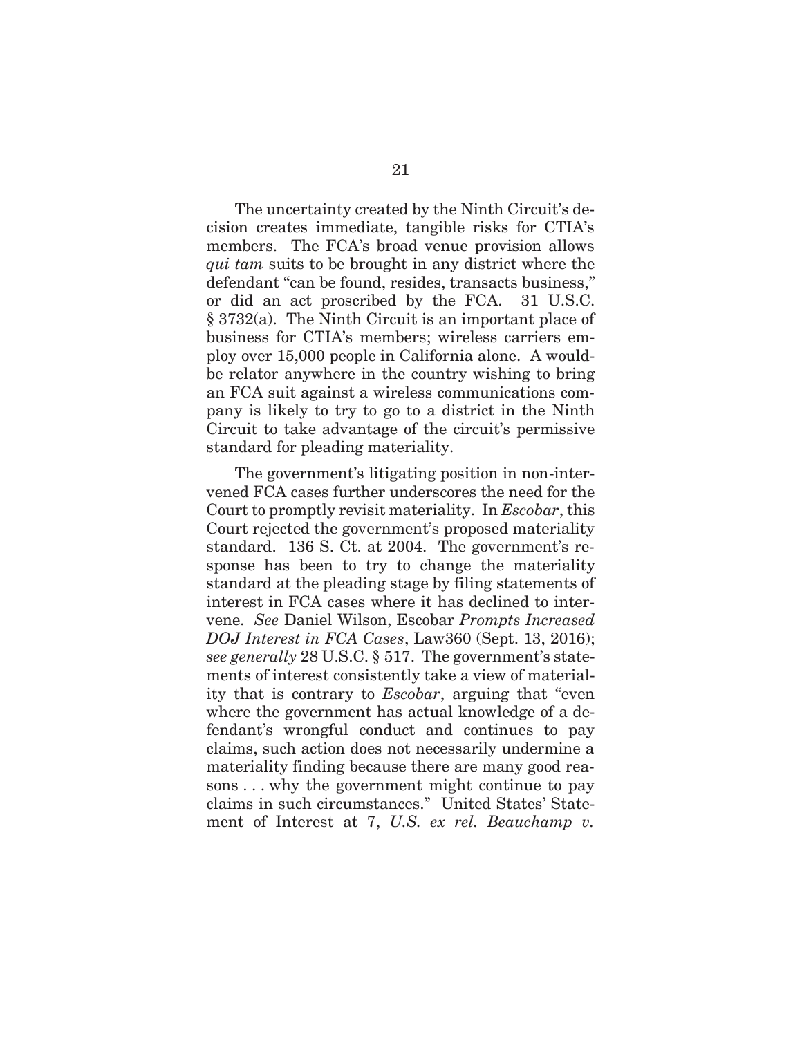The uncertainty created by the Ninth Circuit's decision creates immediate, tangible risks for CTIA's members. The FCA's broad venue provision allows *qui tam* suits to be brought in any district where the defendant "can be found, resides, transacts business," or did an act proscribed by the FCA. 31 U.S.C. § 3732(a). The Ninth Circuit is an important place of business for CTIA's members; wireless carriers employ over 15,000 people in California alone. A would-be relator anywhere in the country wishing to bring an FCA suit against a wireless communications company is likely to try to go to a district in the Ninth Circuit to take advantage of the circuit's permissive standard for pleading materiality.

The government's litigating position in non-intervened FCA cases further underscores the need for the Court to promptly revisit materiality. In *Escobar*, this Court rejected the government's proposed materiality standard. 136 S. Ct. at 2004. The government's response has been to try to change the materiality standard at the pleading stage by filing statements of interest in FCA cases where it has declined to intervene. *See* Daniel Wilson, Escobar *Prompts Increased DOJ Interest in FCA Cases*, Law360 (Sept. 13, 2016); *see generally* 28 U.S.C. § 517. The government's statements of interest consistently take a view of materiality that is contrary to *Escobar*, arguing that "even where the government has actual knowledge of a defendant's wrongful conduct and continues to pay claims, such action does not necessarily undermine a materiality finding because there are many good reasons . . . why the government might continue to pay claims in such circumstances." United States' Statement of Interest at 7, *U.S. ex rel. Beauchamp v.*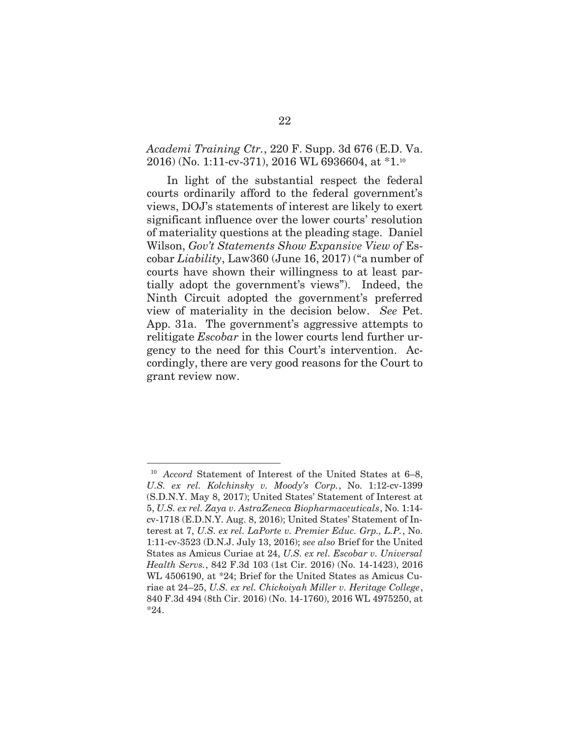*Academi Training Ctr.*, 220 F. Supp. 3d 676 (E.D. Va. 2016) (No. 1:11-cv-371), 2016 WL 6936604, at *1.[10]

In light of the substantial respect the federal courts ordinarily afford to the federal government's views, DOJ's statements of interest are likely to exert significant influence over the lower courts' resolution of materiality questions at the pleading stage. Daniel Wilson, *Gov't Statements Show Expansive View of* Escobar *Liability*, Law360 (June 16, 2017) ("a number of courts have shown their willingness to at least partially adopt the government's views"). Indeed, the Ninth Circuit adopted the government's preferred view of materiality in the decision below. *See* Pet. App. 31a. The government's aggressive attempts to relitigate *Escobar* in the lower courts lend further urgency to the need for this Court's intervention. Accordingly, there are very good reasons for the Court to grant review now.

---

[10] *Accord* Statement of Interest of the United States at 6–8, *U.S. ex rel. Kolchinsky v. Moody's Corp.*, No. 1:12-cv-1399 (S.D.N.Y. May 8, 2017); United States' Statement of Interest at 5, *U.S. ex rel. Zaya v. AstraZeneca Biopharmaceuticals*, No. 1:14-cv-1718 (E.D.N.Y. Aug. 8, 2016); United States' Statement of Interest at 7, *U.S. ex rel. LaPorte v. Premier Educ. Grp., L.P.*, No. 1:11-cv-3523 (D.N.J. July 13, 2016); *see also* Brief for the United States as Amicus Curiae at 24, *U.S. ex rel. Escobar v. Universal Health Servs.*, 842 F.3d 103 (1st Cir. 2016) (No. 14-1423), 2016 WL 4506190, at *24; Brief for the United States as Amicus Curiae at 24–25, *U.S. ex rel. Chickoiyah Miller v. Heritage College*, 840 F.3d 494 (8th Cir. 2016) (No. 14-1760), 2016 WL 4975250, at *24.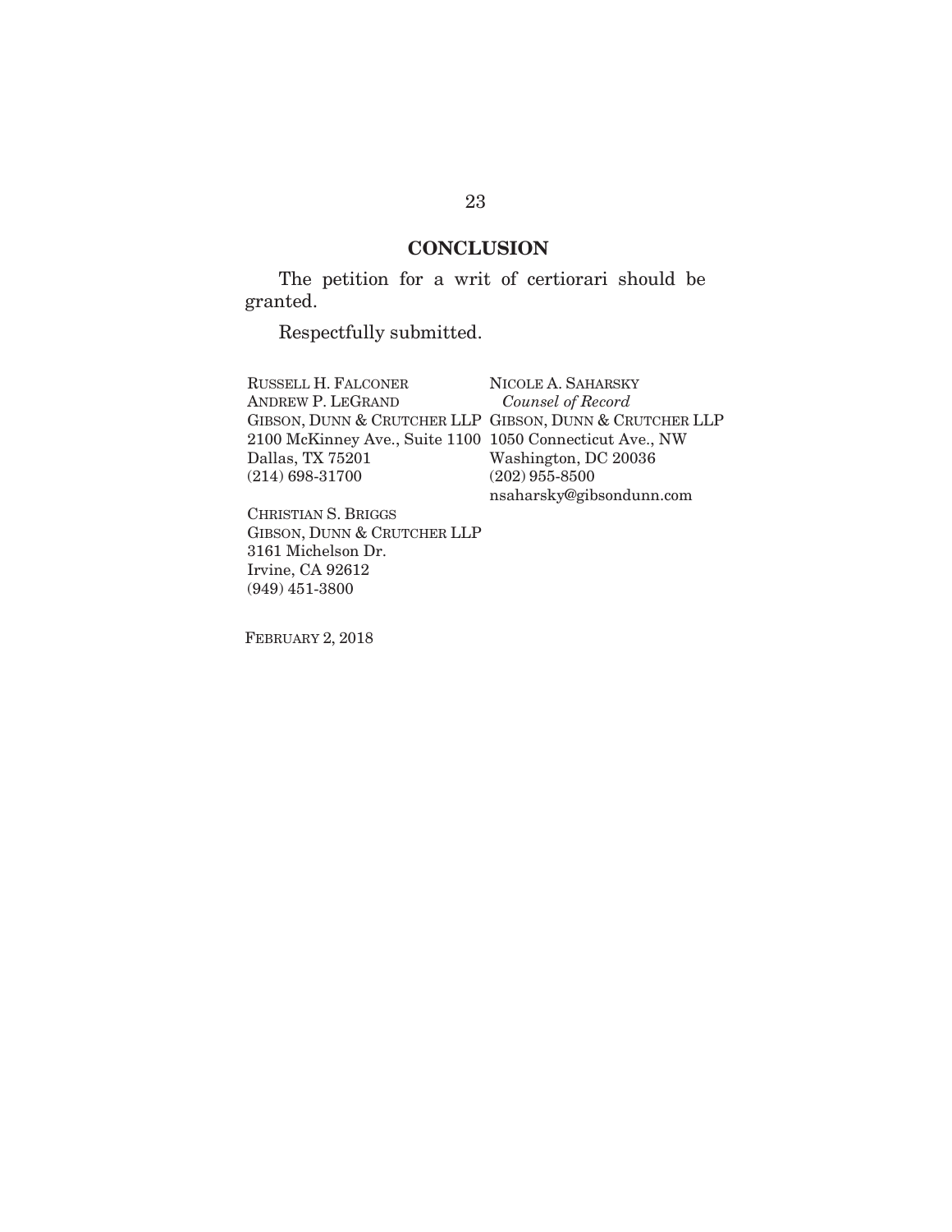## CONCLUSION

The petition for a writ of certiorari should be granted.

Respectfully submitted.

RUSSELL H. FALCONER
ANDREW P. LEGRAND
GIBSON, DUNN & CRUTCHER LLP
2100 McKinney Ave., Suite 1100
Dallas, TX 75201
(214) 698-31700

NICOLE A. SAHARSKY
*Counsel of Record*
GIBSON, DUNN & CRUTCHER LLP
1050 Connecticut Ave., NW
Washington, DC 20036
(202) 955-8500
nsaharsky@gibsondunn.com

CHRISTIAN S. BRIGGS
GIBSON, DUNN & CRUTCHER LLP
3161 Michelson Dr.
Irvine, CA 92612
(949) 451-3800

FEBRUARY 2, 2018